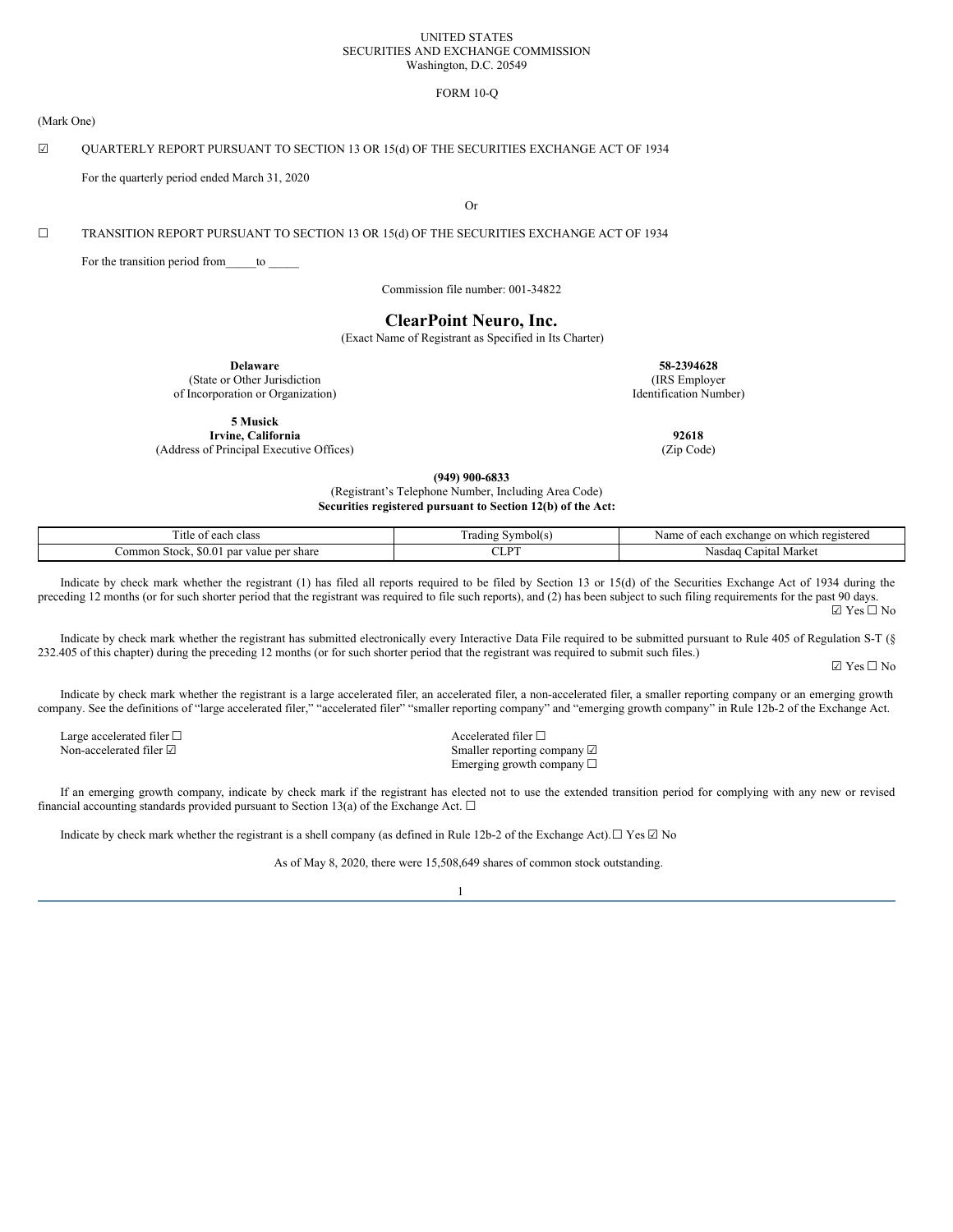UNITED STATES
SECURITIES AND EXCHANGE COMMISSION
Washington, D.C. 20549

FORM 10-Q

(Mark One)

☑ QUARTERLY REPORT PURSUANT TO SECTION 13 OR 15(d) OF THE SECURITIES EXCHANGE ACT OF 1934

For the quarterly period ended March 31, 2020

Or

☐ TRANSITION REPORT PURSUANT TO SECTION 13 OR 15(d) OF THE SECURITIES EXCHANGE ACT OF 1934

For the transition period from_____to _____

Commission file number: 001-34822

# ClearPoint Neuro, Inc.

(Exact Name of Registrant as Specified in Its Charter)

| **Delaware** | **58-2394628** |
|---|---|
| (State or Other Jurisdiction of Incorporation or Organization) | (IRS Employer Identification Number) |

| **5 Musick Irvine, California** | **92618** |
|---|---|
| (Address of Principal Executive Offices) | (Zip Code) |

**(949) 900-6833**
(Registrant's Telephone Number, Including Area Code)
**Securities registered pursuant to Section 12(b) of the Act:**

| Title of each class | Trading Symbol(s) | Name of each exchange on which registered |
|---|---|---|
| Common Stock, $0.01 par value per share | CLPT | Nasdaq Capital Market |

Indicate by check mark whether the registrant (1) has filed all reports required to be filed by Section 13 or 15(d) of the Securities Exchange Act of 1934 during the preceding 12 months (or for such shorter period that the registrant was required to file such reports), and (2) has been subject to such filing requirements for the past 90 days. ☑ Yes ☐ No

Indicate by check mark whether the registrant has submitted electronically every Interactive Data File required to be submitted pursuant to Rule 405 of Regulation S-T (§ 232.405 of this chapter) during the preceding 12 months (or for such shorter period that the registrant was required to submit such files.) ☑ Yes ☐ No

Indicate by check mark whether the registrant is a large accelerated filer, an accelerated filer, a non-accelerated filer, a smaller reporting company or an emerging growth company. See the definitions of "large accelerated filer," "accelerated filer" "smaller reporting company" and "emerging growth company" in Rule 12b-2 of the Exchange Act.

| | |
|---|---|
| Large accelerated filer ☐ | Accelerated filer ☐ |
| Non-accelerated filer ☑ | Smaller reporting company ☑ |
| | Emerging growth company ☐ |

If an emerging growth company, indicate by check mark if the registrant has elected not to use the extended transition period for complying with any new or revised financial accounting standards provided pursuant to Section 13(a) of the Exchange Act. ☐

Indicate by check mark whether the registrant is a shell company (as defined in Rule 12b-2 of the Exchange Act).☐ Yes ☑ No

As of May 8, 2020, there were 15,508,649 shares of common stock outstanding.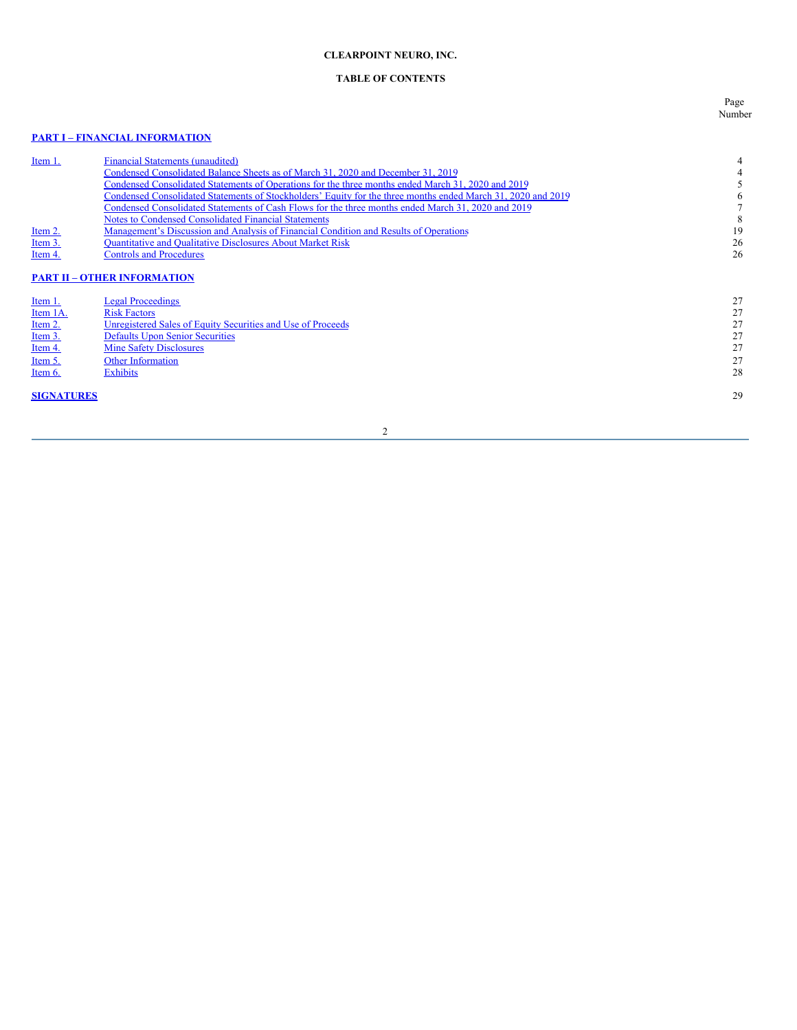**CLEARPOINT NEURO, INC.**

**TABLE OF CONTENTS**

| | | Page Number |
|---|---|---|
| **PART I – FINANCIAL INFORMATION** | | |
| Item 1. | Financial Statements (unaudited) | 4 |
| | Condensed Consolidated Balance Sheets as of March 31, 2020 and December 31, 2019 | 4 |
| | Condensed Consolidated Statements of Operations for the three months ended March 31, 2020 and 2019 | 5 |
| | Condensed Consolidated Statements of Stockholders' Equity for the three months ended March 31, 2020 and 2019 | 6 |
| | Condensed Consolidated Statements of Cash Flows for the three months ended March 31, 2020 and 2019 | 7 |
| | Notes to Condensed Consolidated Financial Statements | 8 |
| Item 2. | Management's Discussion and Analysis of Financial Condition and Results of Operations | 19 |
| Item 3. | Quantitative and Qualitative Disclosures About Market Risk | 26 |
| Item 4. | Controls and Procedures | 26 |
| **PART II – OTHER INFORMATION** | | |
| Item 1. | Legal Proceedings | 27 |
| Item 1A. | Risk Factors | 27 |
| Item 2. | Unregistered Sales of Equity Securities and Use of Proceeds | 27 |
| Item 3. | Defaults Upon Senior Securities | 27 |
| Item 4. | Mine Safety Disclosures | 27 |
| Item 5. | Other Information | 27 |
| Item 6. | Exhibits | 28 |
| **SIGNATURES** | | 29 |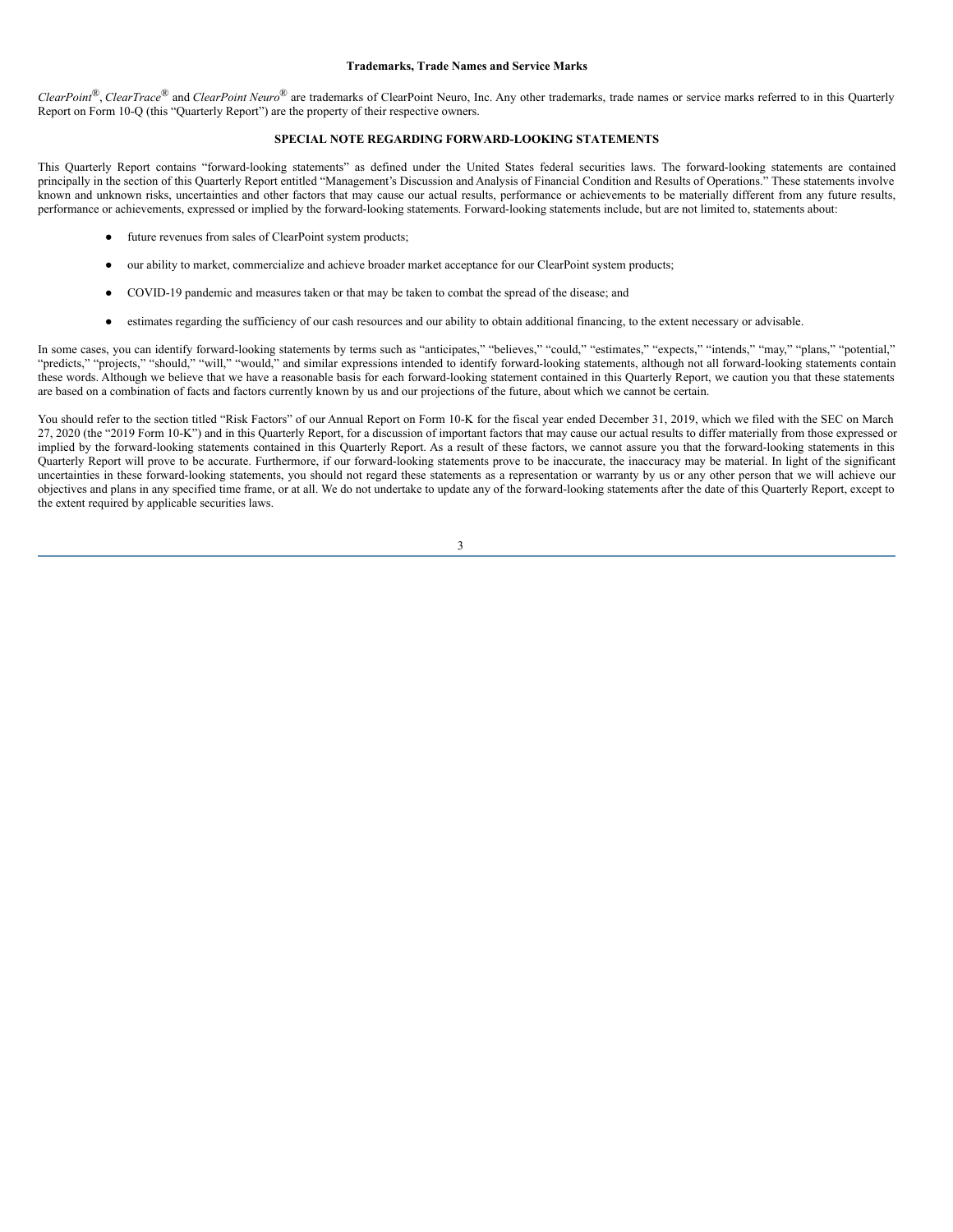**Trademarks, Trade Names and Service Marks**

*ClearPoint*®, *ClearTrace*® and *ClearPoint Neuro*® are trademarks of ClearPoint Neuro, Inc. Any other trademarks, trade names or service marks referred to in this Quarterly Report on Form 10-Q (this "Quarterly Report") are the property of their respective owners.

**SPECIAL NOTE REGARDING FORWARD-LOOKING STATEMENTS**

This Quarterly Report contains "forward-looking statements" as defined under the United States federal securities laws. The forward-looking statements are contained principally in the section of this Quarterly Report entitled "Management's Discussion and Analysis of Financial Condition and Results of Operations." These statements involve known and unknown risks, uncertainties and other factors that may cause our actual results, performance or achievements to be materially different from any future results, performance or achievements, expressed or implied by the forward-looking statements. Forward-looking statements include, but are not limited to, statements about:

- future revenues from sales of ClearPoint system products;
- our ability to market, commercialize and achieve broader market acceptance for our ClearPoint system products;
- COVID-19 pandemic and measures taken or that may be taken to combat the spread of the disease; and
- estimates regarding the sufficiency of our cash resources and our ability to obtain additional financing, to the extent necessary or advisable.

In some cases, you can identify forward-looking statements by terms such as "anticipates," "believes," "could," "estimates," "expects," "intends," "may," "plans," "potential," "predicts," "projects," "should," "will," "would," and similar expressions intended to identify forward-looking statements, although not all forward-looking statements contain these words. Although we believe that we have a reasonable basis for each forward-looking statement contained in this Quarterly Report, we caution you that these statements are based on a combination of facts and factors currently known by us and our projections of the future, about which we cannot be certain.

You should refer to the section titled "Risk Factors" of our Annual Report on Form 10-K for the fiscal year ended December 31, 2019, which we filed with the SEC on March 27, 2020 (the "2019 Form 10-K") and in this Quarterly Report, for a discussion of important factors that may cause our actual results to differ materially from those expressed or implied by the forward-looking statements contained in this Quarterly Report. As a result of these factors, we cannot assure you that the forward-looking statements in this Quarterly Report will prove to be accurate. Furthermore, if our forward-looking statements prove to be inaccurate, the inaccuracy may be material. In light of the significant uncertainties in these forward-looking statements, you should not regard these statements as a representation or warranty by us or any other person that we will achieve our objectives and plans in any specified time frame, or at all. We do not undertake to update any of the forward-looking statements after the date of this Quarterly Report, except to the extent required by applicable securities laws.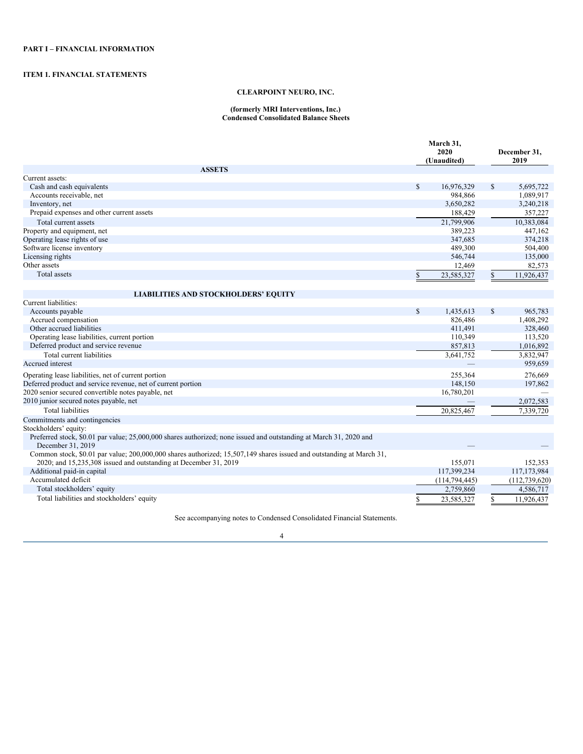**PART I – FINANCIAL INFORMATION**

**ITEM 1. FINANCIAL STATEMENTS**

**CLEARPOINT NEURO, INC.**

**(formerly MRI Interventions, Inc.)**
**Condensed Consolidated Balance Sheets**

| | March 31, 2020 (Unaudited) | December 31, 2019 |
|---|---|---|
| **ASSETS** | | |
| Current assets: | | |
| Cash and cash equivalents | $ 16,976,329 | $ 5,695,722 |
| Accounts receivable, net | 984,866 | 1,089,917 |
| Inventory, net | 3,650,282 | 3,240,218 |
| Prepaid expenses and other current assets | 188,429 | 357,227 |
| Total current assets | 21,799,906 | 10,383,084 |
| Property and equipment, net | 389,223 | 447,162 |
| Operating lease rights of use | 347,685 | 374,218 |
| Software license inventory | 489,300 | 504,400 |
| Licensing rights | 546,744 | 135,000 |
| Other assets | 12,469 | 82,573 |
| Total assets | $ 23,585,327 | $ 11,926,437 |
| **LIABILITIES AND STOCKHOLDERS' EQUITY** | | |
| Current liabilities: | | |
| Accounts payable | $ 1,435,613 | $ 965,783 |
| Accrued compensation | 826,486 | 1,408,292 |
| Other accrued liabilities | 411,491 | 328,460 |
| Operating lease liabilities, current portion | 110,349 | 113,520 |
| Deferred product and service revenue | 857,813 | 1,016,892 |
| Total current liabilities | 3,641,752 | 3,832,947 |
| Accrued interest | — | 959,659 |
| Operating lease liabilities, net of current portion | 255,364 | 276,669 |
| Deferred product and service revenue, net of current portion | 148,150 | 197,862 |
| 2020 senior secured convertible notes payable, net | 16,780,201 | — |
| 2010 junior secured notes payable, net | — | 2,072,583 |
| Total liabilities | 20,825,467 | 7,339,720 |
| Commitments and contingencies | | |
| Stockholders' equity: | | |
| Preferred stock, $0.01 par value; 25,000,000 shares authorized; none issued and outstanding at March 31, 2020 and December 31, 2019 | — | — |
| Common stock, $0.01 par value; 200,000,000 shares authorized; 15,507,149 shares issued and outstanding at March 31, 2020; and 15,235,308 issued and outstanding at December 31, 2019 | 155,071 | 152,353 |
| Additional paid-in capital | 117,399,234 | 117,173,984 |
| Accumulated deficit | (114,794,445) | (112,739,620) |
| Total stockholders' equity | 2,759,860 | 4,586,717 |
| Total liabilities and stockholders' equity | $ 23,585,327 | $ 11,926,437 |

See accompanying notes to Condensed Consolidated Financial Statements.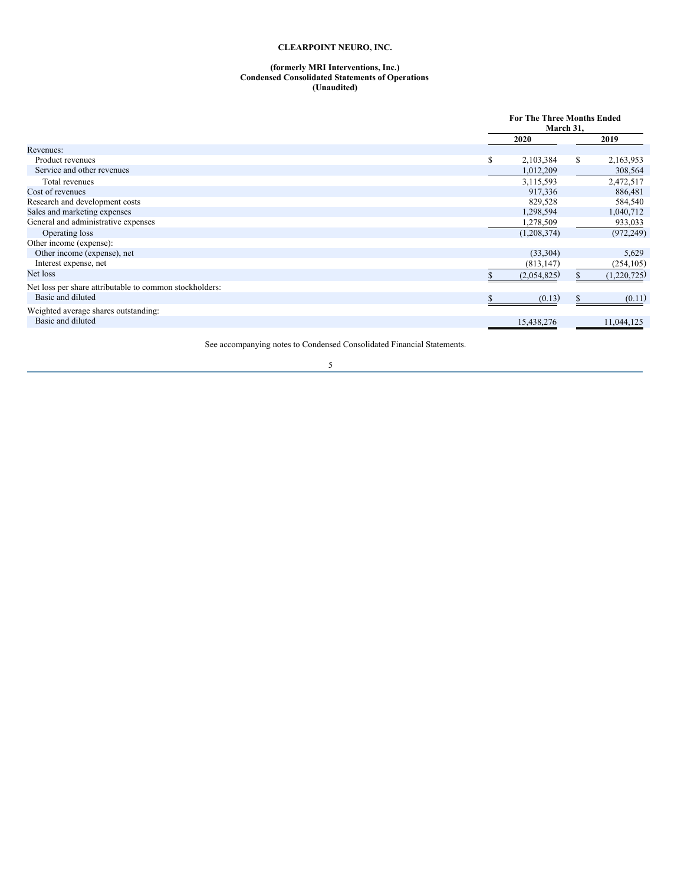# CLEARPOINT NEURO, INC.

## (formerly MRI Interventions, Inc.)
## Condensed Consolidated Statements of Operations
## (Unaudited)

| | For The Three Months Ended March 31, | |
|---|---|---|
| | 2020 | 2019 |
| Revenues: | | |
| Product revenues | $ 2,103,384 | $ 2,163,953 |
| Service and other revenues | 1,012,209 | 308,564 |
| Total revenues | 3,115,593 | 2,472,517 |
| Cost of revenues | 917,336 | 886,481 |
| Research and development costs | 829,528 | 584,540 |
| Sales and marketing expenses | 1,298,594 | 1,040,712 |
| General and administrative expenses | 1,278,509 | 933,033 |
| Operating loss | (1,208,374) | (972,249) |
| Other income (expense): | | |
| Other income (expense), net | (33,304) | 5,629 |
| Interest expense, net | (813,147) | (254,105) |
| Net loss | $ (2,054,825) | $ (1,220,725) |
| Net loss per share attributable to common stockholders: | | |
| Basic and diluted | $ (0.13) | $ (0.11) |
| Weighted average shares outstanding: | | |
| Basic and diluted | 15,438,276 | 11,044,125 |

See accompanying notes to Condensed Consolidated Financial Statements.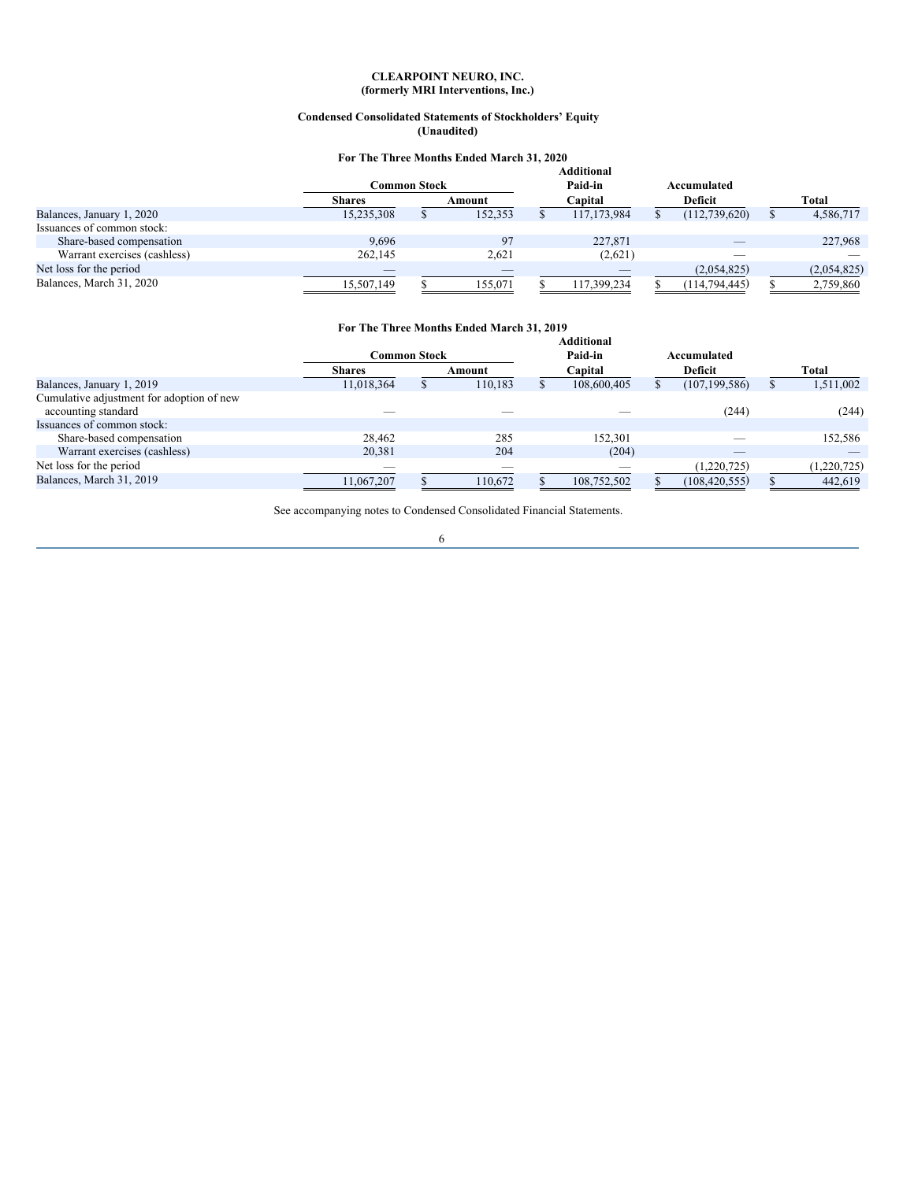**CLEARPOINT NEURO, INC.**
**(formerly MRI Interventions, Inc.)**

**Condensed Consolidated Statements of Stockholders' Equity**
**(Unaudited)**

**For The Three Months Ended March 31, 2020**

| | Common Stock | | Additional Paid-in | Accumulated | |
|---|---|---|---|---|---|
| | **Shares** | **Amount** | **Capital** | **Deficit** | **Total** |
| Balances, January 1, 2020 | 15,235,308 | $ 152,353 | $ 117,173,984 | $ (112,739,620) | $ 4,586,717 |
| Issuances of common stock: | | | | | |
| Share-based compensation | 9,696 | 97 | 227,871 | — | 227,968 |
| Warrant exercises (cashless) | 262,145 | 2,621 | (2,621) | — | — |
| Net loss for the period | — | — | — | (2,054,825) | (2,054,825) |
| Balances, March 31, 2020 | 15,507,149 | $ 155,071 | $ 117,399,234 | $ (114,794,445) | $ 2,759,860 |

**For The Three Months Ended March 31, 2019**

| | Common Stock | | Additional Paid-in | Accumulated | |
|---|---|---|---|---|---|
| | **Shares** | **Amount** | **Capital** | **Deficit** | **Total** |
| Balances, January 1, 2019 | 11,018,364 | $ 110,183 | $ 108,600,405 | $ (107,199,586) | $ 1,511,002 |
| Cumulative adjustment for adoption of new accounting standard | — | — | — | (244) | (244) |
| Issuances of common stock: | | | | | |
| Share-based compensation | 28,462 | 285 | 152,301 | — | 152,586 |
| Warrant exercises (cashless) | 20,381 | 204 | (204) | — | — |
| Net loss for the period | — | — | — | (1,220,725) | (1,220,725) |
| Balances, March 31, 2019 | 11,067,207 | $ 110,672 | $ 108,752,502 | $ (108,420,555) | $ 442,619 |

See accompanying notes to Condensed Consolidated Financial Statements.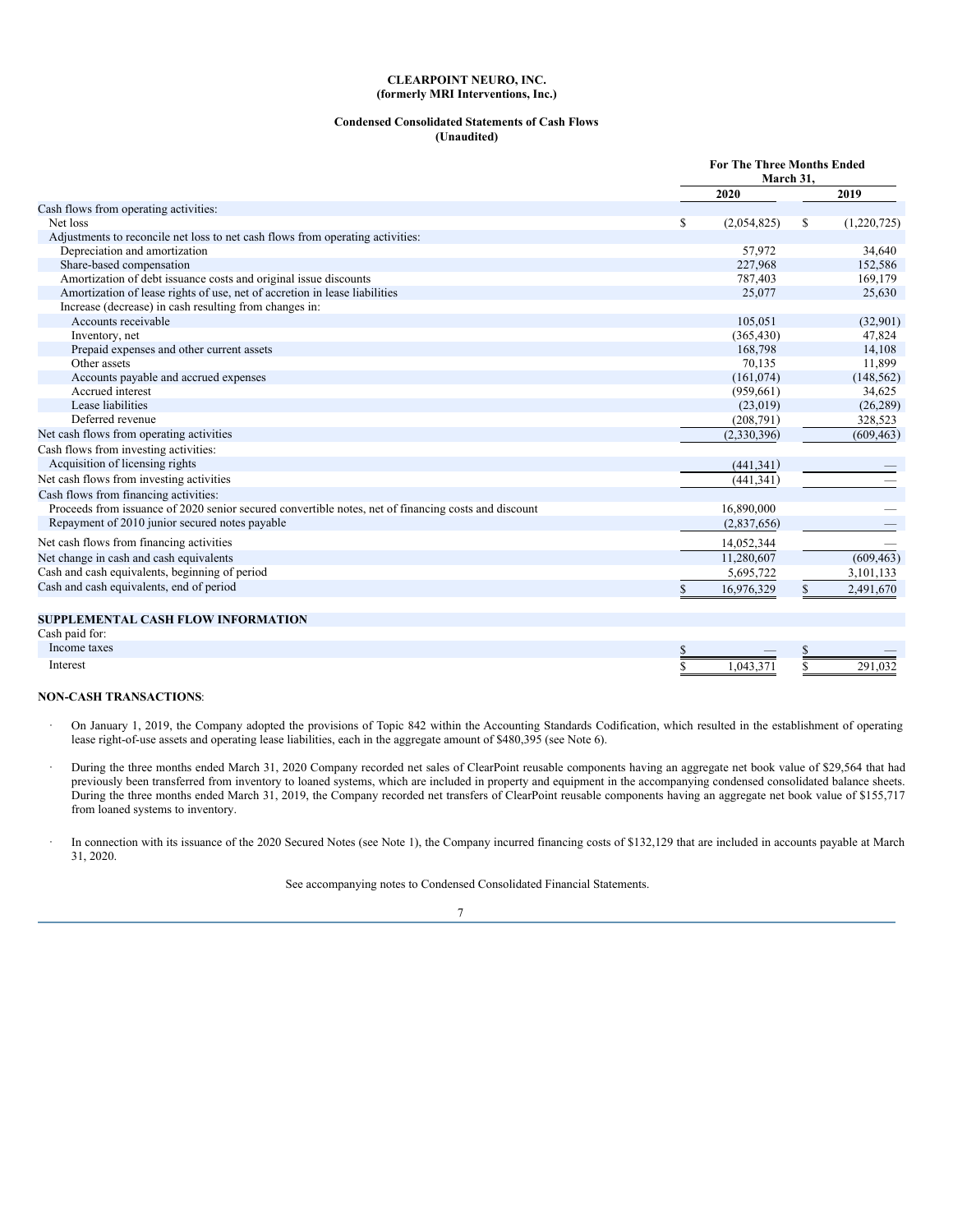**CLEARPOINT NEURO, INC.**
**(formerly MRI Interventions, Inc.)**

**Condensed Consolidated Statements of Cash Flows**
**(Unaudited)**

| | For The Three Months Ended March 31, | |
|---|---|---|
| | 2020 | 2019 |
| Cash flows from operating activities: | | |
| Net loss | $ (2,054,825) | $ (1,220,725) |
| Adjustments to reconcile net loss to net cash flows from operating activities: | | |
| Depreciation and amortization | 57,972 | 34,640 |
| Share-based compensation | 227,968 | 152,586 |
| Amortization of debt issuance costs and original issue discounts | 787,403 | 169,179 |
| Amortization of lease rights of use, net of accretion in lease liabilities | 25,077 | 25,630 |
| Increase (decrease) in cash resulting from changes in: | | |
| Accounts receivable | 105,051 | (32,901) |
| Inventory, net | (365,430) | 47,824 |
| Prepaid expenses and other current assets | 168,798 | 14,108 |
| Other assets | 70,135 | 11,899 |
| Accounts payable and accrued expenses | (161,074) | (148,562) |
| Accrued interest | (959,661) | 34,625 |
| Lease liabilities | (23,019) | (26,289) |
| Deferred revenue | (208,791) | 328,523 |
| Net cash flows from operating activities | (2,330,396) | (609,463) |
| Cash flows from investing activities: | | |
| Acquisition of licensing rights | (441,341) | — |
| Net cash flows from investing activities | (441,341) | — |
| Cash flows from financing activities: | | |
| Proceeds from issuance of 2020 senior secured convertible notes, net of financing costs and discount | 16,890,000 | — |
| Repayment of 2010 junior secured notes payable | (2,837,656) | — |
| Net cash flows from financing activities | 14,052,344 | — |
| Net change in cash and cash equivalents | 11,280,607 | (609,463) |
| Cash and cash equivalents, beginning of period | 5,695,722 | 3,101,133 |
| Cash and cash equivalents, end of period | $ 16,976,329 | $ 2,491,670 |
| **SUPPLEMENTAL CASH FLOW INFORMATION** | | |
| Cash paid for: | | |
| Income taxes | $ — | $ — |
| Interest | $ 1,043,371 | $ 291,032 |

**NON-CASH TRANSACTIONS**:

- On January 1, 2019, the Company adopted the provisions of Topic 842 within the Accounting Standards Codification, which resulted in the establishment of operating lease right-of-use assets and operating lease liabilities, each in the aggregate amount of $480,395 (see Note 6).

- During the three months ended March 31, 2020 Company recorded net sales of ClearPoint reusable components having an aggregate net book value of $29,564 that had previously been transferred from inventory to loaned systems, which are included in property and equipment in the accompanying condensed consolidated balance sheets. During the three months ended March 31, 2019, the Company recorded net transfers of ClearPoint reusable components having an aggregate net book value of $155,717 from loaned systems to inventory.

- In connection with its issuance of the 2020 Secured Notes (see Note 1), the Company incurred financing costs of $132,129 that are included in accounts payable at March 31, 2020.

See accompanying notes to Condensed Consolidated Financial Statements.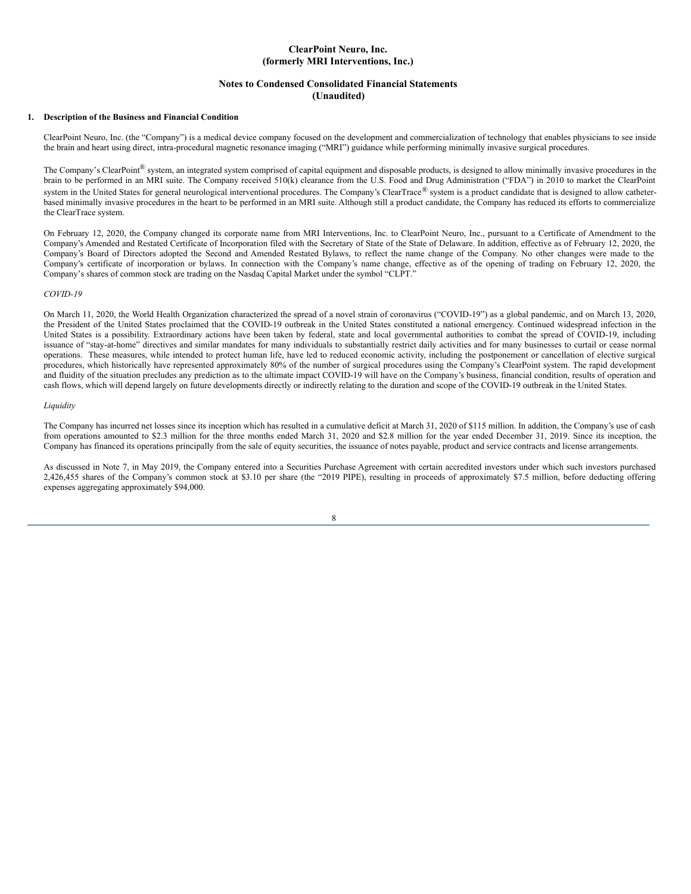# ClearPoint Neuro, Inc.
# (formerly MRI Interventions, Inc.)

## Notes to Condensed Consolidated Financial Statements
## (Unaudited)

### 1. Description of the Business and Financial Condition

ClearPoint Neuro, Inc. (the "Company") is a medical device company focused on the development and commercialization of technology that enables physicians to see inside the brain and heart using direct, intra-procedural magnetic resonance imaging ("MRI") guidance while performing minimally invasive surgical procedures.

The Company's ClearPoint® system, an integrated system comprised of capital equipment and disposable products, is designed to allow minimally invasive procedures in the brain to be performed in an MRI suite. The Company received 510(k) clearance from the U.S. Food and Drug Administration ("FDA") in 2010 to market the ClearPoint system in the United States for general neurological interventional procedures. The Company's ClearTrace® system is a product candidate that is designed to allow catheter-based minimally invasive procedures in the heart to be performed in an MRI suite. Although still a product candidate, the Company has reduced its efforts to commercialize the ClearTrace system.

On February 12, 2020, the Company changed its corporate name from MRI Interventions, Inc. to ClearPoint Neuro, Inc., pursuant to a Certificate of Amendment to the Company's Amended and Restated Certificate of Incorporation filed with the Secretary of State of the State of Delaware. In addition, effective as of February 12, 2020, the Company's Board of Directors adopted the Second and Amended Restated Bylaws, to reflect the name change of the Company. No other changes were made to the Company's certificate of incorporation or bylaws. In connection with the Company's name change, effective as of the opening of trading on February 12, 2020, the Company's shares of common stock are trading on the Nasdaq Capital Market under the symbol "CLPT."

*COVID-19*

On March 11, 2020, the World Health Organization characterized the spread of a novel strain of coronavirus ("COVID-19") as a global pandemic, and on March 13, 2020, the President of the United States proclaimed that the COVID-19 outbreak in the United States constituted a national emergency. Continued widespread infection in the United States is a possibility. Extraordinary actions have been taken by federal, state and local governmental authorities to combat the spread of COVID-19, including issuance of "stay-at-home" directives and similar mandates for many individuals to substantially restrict daily activities and for many businesses to curtail or cease normal operations. These measures, while intended to protect human life, have led to reduced economic activity, including the postponement or cancellation of elective surgical procedures, which historically have represented approximately 80% of the number of surgical procedures using the Company's ClearPoint system. The rapid development and fluidity of the situation precludes any prediction as to the ultimate impact COVID-19 will have on the Company's business, financial condition, results of operation and cash flows, which will depend largely on future developments directly or indirectly relating to the duration and scope of the COVID-19 outbreak in the United States.

*Liquidity*

The Company has incurred net losses since its inception which has resulted in a cumulative deficit at March 31, 2020 of $115 million. In addition, the Company's use of cash from operations amounted to $2.3 million for the three months ended March 31, 2020 and $2.8 million for the year ended December 31, 2019. Since its inception, the Company has financed its operations principally from the sale of equity securities, the issuance of notes payable, product and service contracts and license arrangements.

As discussed in Note 7, in May 2019, the Company entered into a Securities Purchase Agreement with certain accredited investors under which such investors purchased 2,426,455 shares of the Company's common stock at $3.10 per share (the "2019 PIPE), resulting in proceeds of approximately $7.5 million, before deducting offering expenses aggregating approximately $94,000.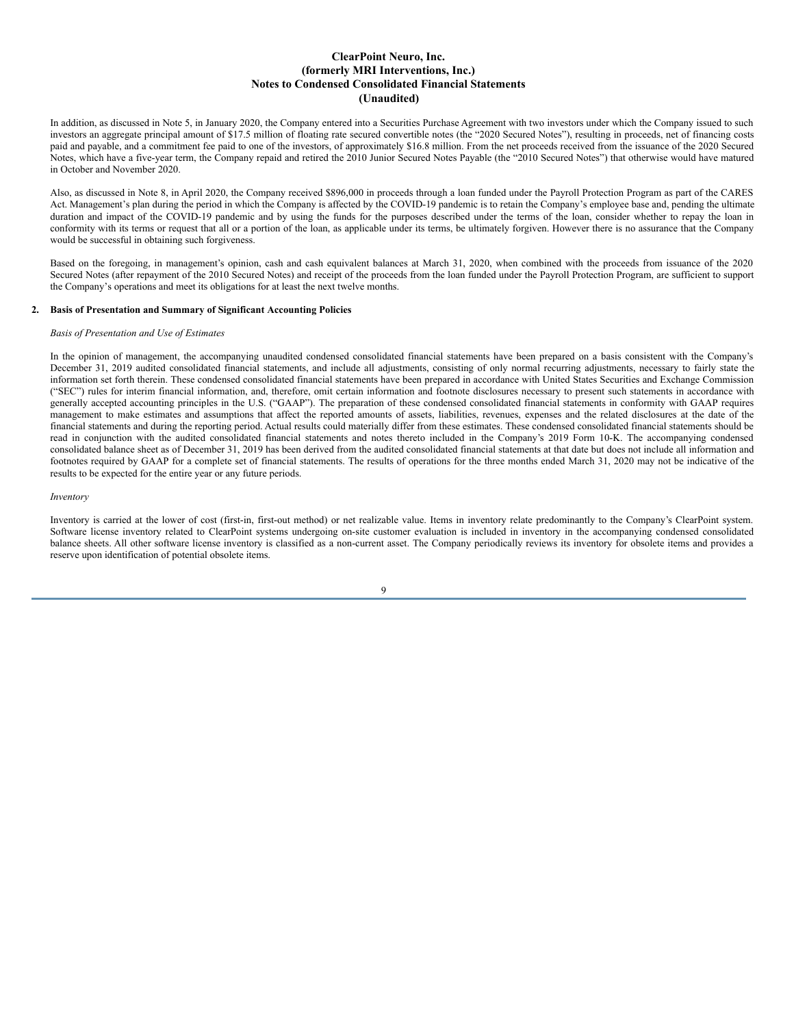In addition, as discussed in Note 5, in January 2020, the Company entered into a Securities Purchase Agreement with two investors under which the Company issued to such investors an aggregate principal amount of $17.5 million of floating rate secured convertible notes (the "2020 Secured Notes"), resulting in proceeds, net of financing costs paid and payable, and a commitment fee paid to one of the investors, of approximately $16.8 million. From the net proceeds received from the issuance of the 2020 Secured Notes, which have a five-year term, the Company repaid and retired the 2010 Junior Secured Notes Payable (the "2010 Secured Notes") that otherwise would have matured in October and November 2020.

Also, as discussed in Note 8, in April 2020, the Company received $896,000 in proceeds through a loan funded under the Payroll Protection Program as part of the CARES Act. Management's plan during the period in which the Company is affected by the COVID-19 pandemic is to retain the Company's employee base and, pending the ultimate duration and impact of the COVID-19 pandemic and by using the funds for the purposes described under the terms of the loan, consider whether to repay the loan in conformity with its terms or request that all or a portion of the loan, as applicable under its terms, be ultimately forgiven. However there is no assurance that the Company would be successful in obtaining such forgiveness.

Based on the foregoing, in management's opinion, cash and cash equivalent balances at March 31, 2020, when combined with the proceeds from issuance of the 2020 Secured Notes (after repayment of the 2010 Secured Notes) and receipt of the proceeds from the loan funded under the Payroll Protection Program, are sufficient to support the Company's operations and meet its obligations for at least the next twelve months.

## 2. Basis of Presentation and Summary of Significant Accounting Policies

*Basis of Presentation and Use of Estimates*

In the opinion of management, the accompanying unaudited condensed consolidated financial statements have been prepared on a basis consistent with the Company's December 31, 2019 audited consolidated financial statements, and include all adjustments, consisting of only normal recurring adjustments, necessary to fairly state the information set forth therein. These condensed consolidated financial statements have been prepared in accordance with United States Securities and Exchange Commission ("SEC") rules for interim financial information, and, therefore, omit certain information and footnote disclosures necessary to present such statements in accordance with generally accepted accounting principles in the U.S. ("GAAP"). The preparation of these condensed consolidated financial statements in conformity with GAAP requires management to make estimates and assumptions that affect the reported amounts of assets, liabilities, revenues, expenses and the related disclosures at the date of the financial statements and during the reporting period. Actual results could materially differ from these estimates. These condensed consolidated financial statements should be read in conjunction with the audited consolidated financial statements and notes thereto included in the Company's 2019 Form 10-K. The accompanying condensed consolidated balance sheet as of December 31, 2019 has been derived from the audited consolidated financial statements at that date but does not include all information and footnotes required by GAAP for a complete set of financial statements. The results of operations for the three months ended March 31, 2020 may not be indicative of the results to be expected for the entire year or any future periods.

*Inventory*

Inventory is carried at the lower of cost (first-in, first-out method) or net realizable value. Items in inventory relate predominantly to the Company's ClearPoint system. Software license inventory related to ClearPoint systems undergoing on-site customer evaluation is included in inventory in the accompanying condensed consolidated balance sheets. All other software license inventory is classified as a non-current asset. The Company periodically reviews its inventory for obsolete items and provides a reserve upon identification of potential obsolete items.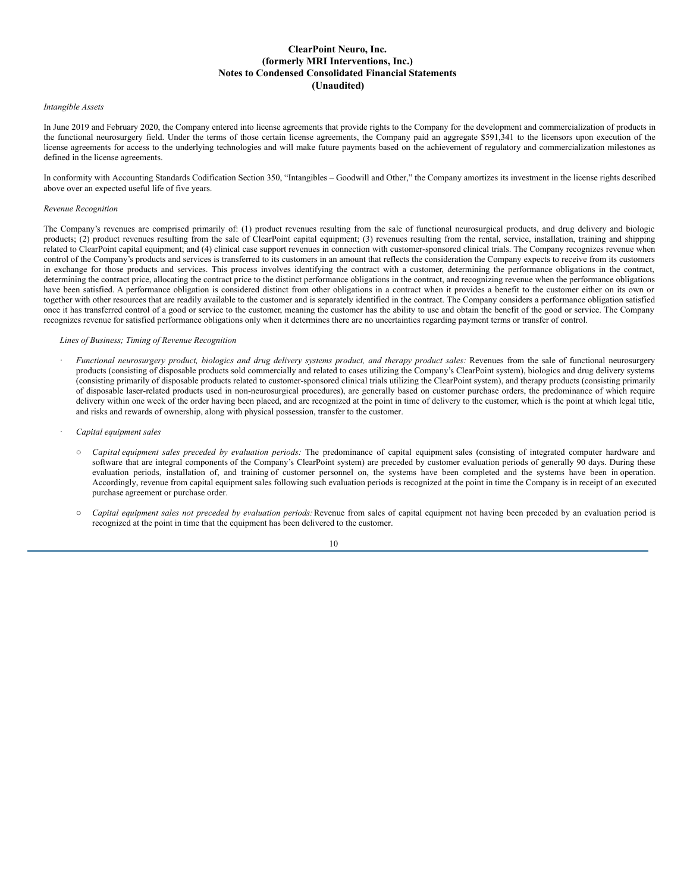*Intangible Assets*

In June 2019 and February 2020, the Company entered into license agreements that provide rights to the Company for the development and commercialization of products in the functional neurosurgery field. Under the terms of those certain license agreements, the Company paid an aggregate $591,341 to the licensors upon execution of the license agreements for access to the underlying technologies and will make future payments based on the achievement of regulatory and commercialization milestones as defined in the license agreements.

In conformity with Accounting Standards Codification Section 350, "Intangibles – Goodwill and Other," the Company amortizes its investment in the license rights described above over an expected useful life of five years.

*Revenue Recognition*

The Company's revenues are comprised primarily of: (1) product revenues resulting from the sale of functional neurosurgical products, and drug delivery and biologic products; (2) product revenues resulting from the sale of ClearPoint capital equipment; (3) revenues resulting from the rental, service, installation, training and shipping related to ClearPoint capital equipment; and (4) clinical case support revenues in connection with customer-sponsored clinical trials. The Company recognizes revenue when control of the Company's products and services is transferred to its customers in an amount that reflects the consideration the Company expects to receive from its customers in exchange for those products and services. This process involves identifying the contract with a customer, determining the performance obligations in the contract, determining the contract price, allocating the contract price to the distinct performance obligations in the contract, and recognizing revenue when the performance obligations have been satisfied. A performance obligation is considered distinct from other obligations in a contract when it provides a benefit to the customer either on its own or together with other resources that are readily available to the customer and is separately identified in the contract. The Company considers a performance obligation satisfied once it has transferred control of a good or service to the customer, meaning the customer has the ability to use and obtain the benefit of the good or service. The Company recognizes revenue for satisfied performance obligations only when it determines there are no uncertainties regarding payment terms or transfer of control.

*Lines of Business; Timing of Revenue Recognition*

- *Functional neurosurgery product, biologics and drug delivery systems product, and therapy product sales:* Revenues from the sale of functional neurosurgery products (consisting of disposable products sold commercially and related to cases utilizing the Company's ClearPoint system), biologics and drug delivery systems (consisting primarily of disposable products related to customer-sponsored clinical trials utilizing the ClearPoint system), and therapy products (consisting primarily of disposable laser-related products used in non-neurosurgical procedures), are generally based on customer purchase orders, the predominance of which require delivery within one week of the order having been placed, and are recognized at the point in time of delivery to the customer, which is the point at which legal title, and risks and rewards of ownership, along with physical possession, transfer to the customer.

- *Capital equipment sales*

  - *Capital equipment sales preceded by evaluation periods:* The predominance of capital equipment sales (consisting of integrated computer hardware and software that are integral components of the Company's ClearPoint system) are preceded by customer evaluation periods of generally 90 days. During these evaluation periods, installation of, and training of customer personnel on, the systems have been completed and the systems have been in operation. Accordingly, revenue from capital equipment sales following such evaluation periods is recognized at the point in time the Company is in receipt of an executed purchase agreement or purchase order.

  - *Capital equipment sales not preceded by evaluation periods:* Revenue from sales of capital equipment not having been preceded by an evaluation period is recognized at the point in time that the equipment has been delivered to the customer.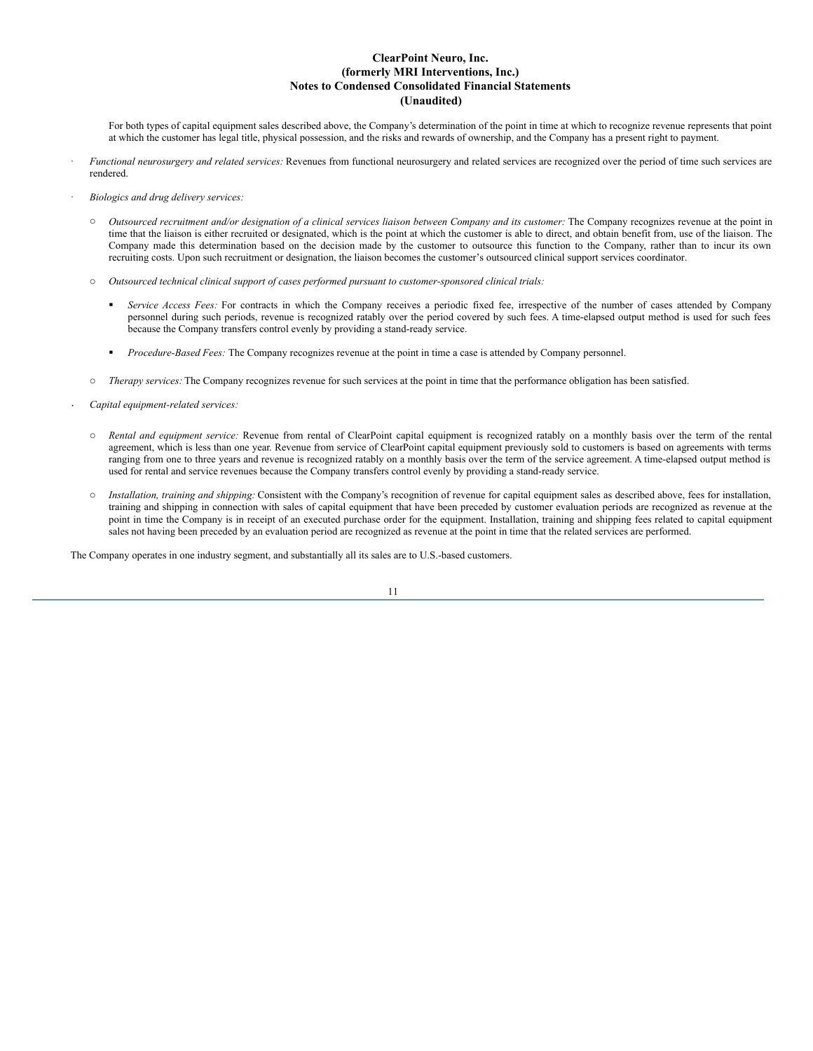For both types of capital equipment sales described above, the Company's determination of the point in time at which to recognize revenue represents that point at which the customer has legal title, physical possession, and the risks and rewards of ownership, and the Company has a present right to payment.

- *Functional neurosurgery and related services:* Revenues from functional neurosurgery and related services are recognized over the period of time such services are rendered.

- *Biologics and drug delivery services:*

  - *Outsourced recruitment and/or designation of a clinical services liaison between Company and its customer:* The Company recognizes revenue at the point in time that the liaison is either recruited or designated, which is the point at which the customer is able to direct, and obtain benefit from, use of the liaison. The Company made this determination based on the decision made by the customer to outsource this function to the Company, rather than to incur its own recruiting costs. Upon such recruitment or designation, the liaison becomes the customer's outsourced clinical support services coordinator.

  - *Outsourced technical clinical support of cases performed pursuant to customer-sponsored clinical trials:*

    - *Service Access Fees:* For contracts in which the Company receives a periodic fixed fee, irrespective of the number of cases attended by Company personnel during such periods, revenue is recognized ratably over the period covered by such fees. A time-elapsed output method is used for such fees because the Company transfers control evenly by providing a stand-ready service.

    - *Procedure-Based Fees:* The Company recognizes revenue at the point in time a case is attended by Company personnel.

  - *Therapy services:* The Company recognizes revenue for such services at the point in time that the performance obligation has been satisfied.

- *Capital equipment-related services:*

  - *Rental and equipment service:* Revenue from rental of ClearPoint capital equipment is recognized ratably on a monthly basis over the term of the rental agreement, which is less than one year. Revenue from service of ClearPoint capital equipment previously sold to customers is based on agreements with terms ranging from one to three years and revenue is recognized ratably on a monthly basis over the term of the service agreement. A time-elapsed output method is used for rental and service revenues because the Company transfers control evenly by providing a stand-ready service.

  - *Installation, training and shipping:* Consistent with the Company's recognition of revenue for capital equipment sales as described above, fees for installation, training and shipping in connection with sales of capital equipment that have been preceded by customer evaluation periods are recognized as revenue at the point in time the Company is in receipt of an executed purchase order for the equipment. Installation, training and shipping fees related to capital equipment sales not having been preceded by an evaluation period are recognized as revenue at the point in time that the related services are performed.

The Company operates in one industry segment, and substantially all its sales are to U.S.-based customers.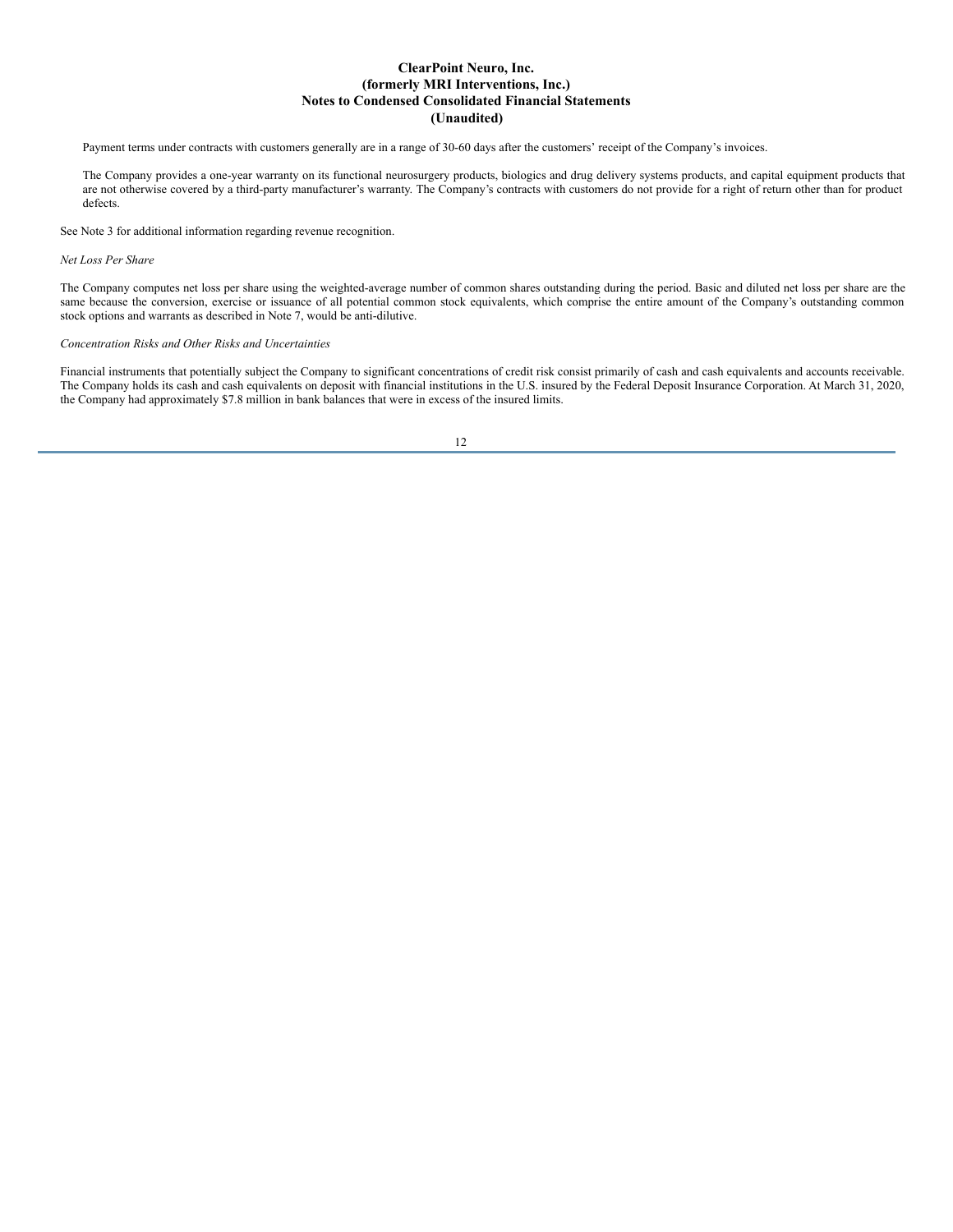Payment terms under contracts with customers generally are in a range of 30-60 days after the customers' receipt of the Company's invoices.

The Company provides a one-year warranty on its functional neurosurgery products, biologics and drug delivery systems products, and capital equipment products that are not otherwise covered by a third-party manufacturer's warranty. The Company's contracts with customers do not provide for a right of return other than for product defects.

See Note 3 for additional information regarding revenue recognition.

*Net Loss Per Share*

The Company computes net loss per share using the weighted-average number of common shares outstanding during the period. Basic and diluted net loss per share are the same because the conversion, exercise or issuance of all potential common stock equivalents, which comprise the entire amount of the Company's outstanding common stock options and warrants as described in Note 7, would be anti-dilutive.

*Concentration Risks and Other Risks and Uncertainties*

Financial instruments that potentially subject the Company to significant concentrations of credit risk consist primarily of cash and cash equivalents and accounts receivable. The Company holds its cash and cash equivalents on deposit with financial institutions in the U.S. insured by the Federal Deposit Insurance Corporation. At March 31, 2020, the Company had approximately $7.8 million in bank balances that were in excess of the insured limits.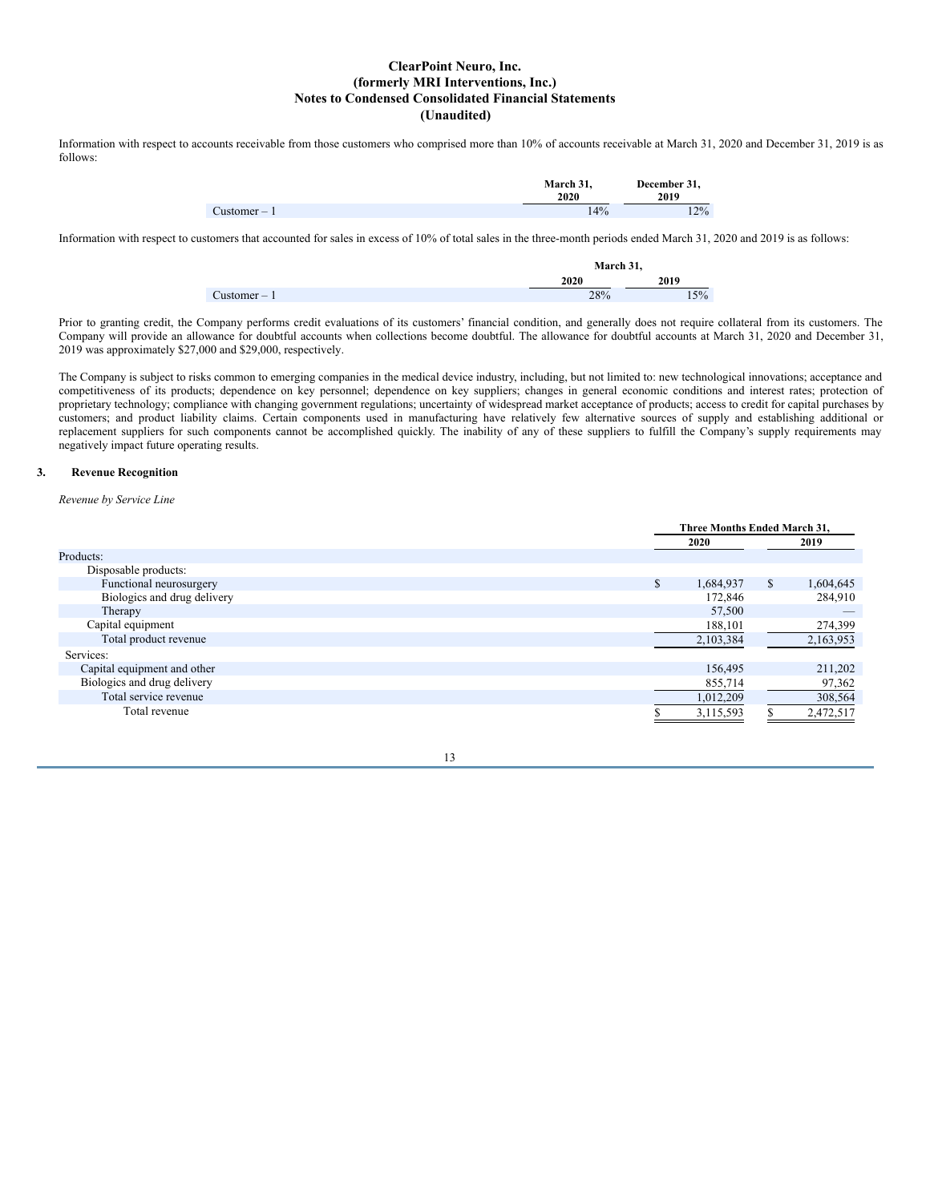# ClearPoint Neuro, Inc.
# (formerly MRI Interventions, Inc.)
# Notes to Condensed Consolidated Financial Statements
# (Unaudited)

Information with respect to accounts receivable from those customers who comprised more than 10% of accounts receivable at March 31, 2020 and December 31, 2019 is as follows:

| | March 31, 2020 | December 31, 2019 |
|---|---|---|
| Customer – 1 | 14% | 12% |

Information with respect to customers that accounted for sales in excess of 10% of total sales in the three-month periods ended March 31, 2020 and 2019 is as follows:

| | March 31, | |
|---|---|---|
| | 2020 | 2019 |
| Customer – 1 | 28% | 15% |

Prior to granting credit, the Company performs credit evaluations of its customers' financial condition, and generally does not require collateral from its customers. The Company will provide an allowance for doubtful accounts when collections become doubtful. The allowance for doubtful accounts at March 31, 2020 and December 31, 2019 was approximately $27,000 and $29,000, respectively.

The Company is subject to risks common to emerging companies in the medical device industry, including, but not limited to: new technological innovations; acceptance and competitiveness of its products; dependence on key personnel; dependence on key suppliers; changes in general economic conditions and interest rates; protection of proprietary technology; compliance with changing government regulations; uncertainty of widespread market acceptance of products; access to credit for capital purchases by customers; and product liability claims. Certain components used in manufacturing have relatively few alternative sources of supply and establishing additional or replacement suppliers for such components cannot be accomplished quickly. The inability of any of these suppliers to fulfill the Company's supply requirements may negatively impact future operating results.

## 3. Revenue Recognition

*Revenue by Service Line*

| | Three Months Ended March 31, | |
|---|---|---|
| | 2020 | 2019 |
| Products: | | |
| Disposable products: | | |
| Functional neurosurgery | $ 1,684,937 | $ 1,604,645 |
| Biologics and drug delivery | 172,846 | 284,910 |
| Therapy | 57,500 | — |
| Capital equipment | 188,101 | 274,399 |
| Total product revenue | 2,103,384 | 2,163,953 |
| Services: | | |
| Capital equipment and other | 156,495 | 211,202 |
| Biologics and drug delivery | 855,714 | 97,362 |
| Total service revenue | 1,012,209 | 308,564 |
| Total revenue | $ 3,115,593 | $ 2,472,517 |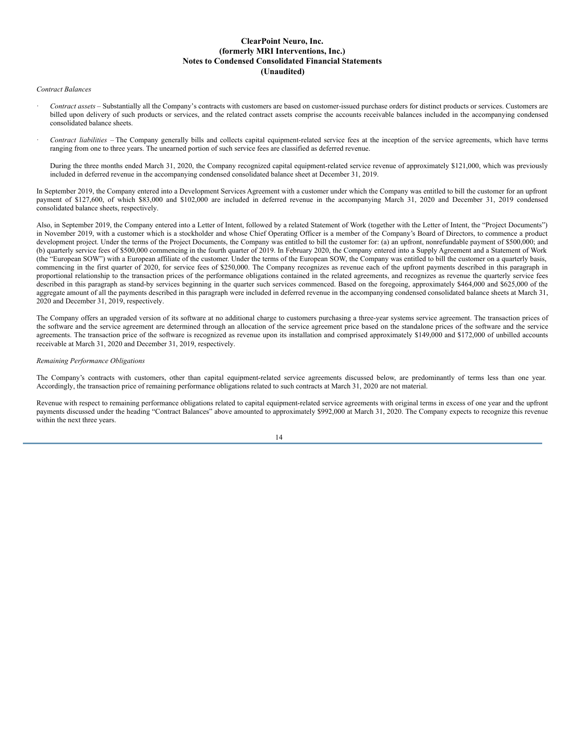*Contract Balances*

- *Contract assets* – Substantially all the Company's contracts with customers are based on customer-issued purchase orders for distinct products or services. Customers are billed upon delivery of such products or services, and the related contract assets comprise the accounts receivable balances included in the accompanying condensed consolidated balance sheets.

- *Contract liabilities* – The Company generally bills and collects capital equipment-related service fees at the inception of the service agreements, which have terms ranging from one to three years. The unearned portion of such service fees are classified as deferred revenue.

  During the three months ended March 31, 2020, the Company recognized capital equipment-related service revenue of approximately $121,000, which was previously included in deferred revenue in the accompanying condensed consolidated balance sheet at December 31, 2019.

In September 2019, the Company entered into a Development Services Agreement with a customer under which the Company was entitled to bill the customer for an upfront payment of $127,600, of which $83,000 and $102,000 are included in deferred revenue in the accompanying March 31, 2020 and December 31, 2019 condensed consolidated balance sheets, respectively.

Also, in September 2019, the Company entered into a Letter of Intent, followed by a related Statement of Work (together with the Letter of Intent, the "Project Documents") in November 2019, with a customer which is a stockholder and whose Chief Operating Officer is a member of the Company's Board of Directors, to commence a product development project. Under the terms of the Project Documents, the Company was entitled to bill the customer for: (a) an upfront, nonrefundable payment of $500,000; and (b) quarterly service fees of $500,000 commencing in the fourth quarter of 2019. In February 2020, the Company entered into a Supply Agreement and a Statement of Work (the "European SOW") with a European affiliate of the customer. Under the terms of the European SOW, the Company was entitled to bill the customer on a quarterly basis, commencing in the first quarter of 2020, for service fees of $250,000. The Company recognizes as revenue each of the upfront payments described in this paragraph in proportional relationship to the transaction prices of the performance obligations contained in the related agreements, and recognizes as revenue the quarterly service fees described in this paragraph as stand-by services beginning in the quarter such services commenced. Based on the foregoing, approximately $464,000 and $625,000 of the aggregate amount of all the payments described in this paragraph were included in deferred revenue in the accompanying condensed consolidated balance sheets at March 31, 2020 and December 31, 2019, respectively.

The Company offers an upgraded version of its software at no additional charge to customers purchasing a three-year systems service agreement. The transaction prices of the software and the service agreement are determined through an allocation of the service agreement price based on the standalone prices of the software and the service agreements. The transaction price of the software is recognized as revenue upon its installation and comprised approximately $149,000 and $172,000 of unbilled accounts receivable at March 31, 2020 and December 31, 2019, respectively.

*Remaining Performance Obligations*

The Company's contracts with customers, other than capital equipment-related service agreements discussed below, are predominantly of terms less than one year. Accordingly, the transaction price of remaining performance obligations related to such contracts at March 31, 2020 are not material.

Revenue with respect to remaining performance obligations related to capital equipment-related service agreements with original terms in excess of one year and the upfront payments discussed under the heading "Contract Balances" above amounted to approximately $992,000 at March 31, 2020. The Company expects to recognize this revenue within the next three years.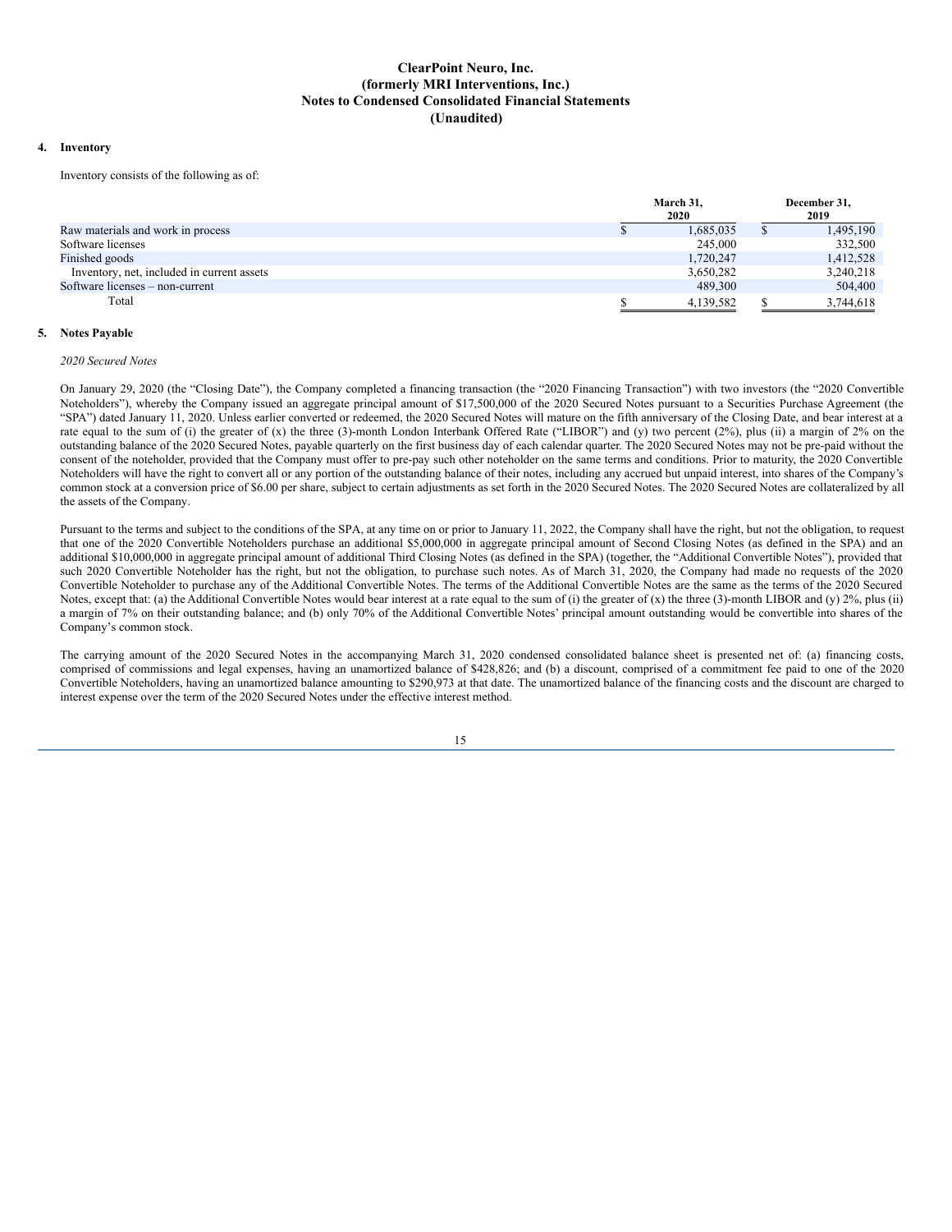**ClearPoint Neuro, Inc.**
**(formerly MRI Interventions, Inc.)**
**Notes to Condensed Consolidated Financial Statements**
**(Unaudited)**

## 4. Inventory

Inventory consists of the following as of:

| | March 31, 2020 | December 31, 2019 |
|---|---|---|
| Raw materials and work in process | $ 1,685,035 | $ 1,495,190 |
| Software licenses | 245,000 | 332,500 |
| Finished goods | 1,720,247 | 1,412,528 |
| Inventory, net, included in current assets | 3,650,282 | 3,240,218 |
| Software licenses – non-current | 489,300 | 504,400 |
| Total | $ 4,139,582 | $ 3,744,618 |

## 5. Notes Payable

*2020 Secured Notes*

On January 29, 2020 (the "Closing Date"), the Company completed a financing transaction (the "2020 Financing Transaction") with two investors (the "2020 Convertible Noteholders"), whereby the Company issued an aggregate principal amount of $17,500,000 of the 2020 Secured Notes pursuant to a Securities Purchase Agreement (the "SPA") dated January 11, 2020. Unless earlier converted or redeemed, the 2020 Secured Notes will mature on the fifth anniversary of the Closing Date, and bear interest at a rate equal to the sum of (i) the greater of (x) the three (3)-month London Interbank Offered Rate ("LIBOR") and (y) two percent (2%), plus (ii) a margin of 2% on the outstanding balance of the 2020 Secured Notes, payable quarterly on the first business day of each calendar quarter. The 2020 Secured Notes may not be pre-paid without the consent of the noteholder, provided that the Company must offer to pre-pay such other noteholder on the same terms and conditions. Prior to maturity, the 2020 Convertible Noteholders will have the right to convert all or any portion of the outstanding balance of their notes, including any accrued but unpaid interest, into shares of the Company's common stock at a conversion price of $6.00 per share, subject to certain adjustments as set forth in the 2020 Secured Notes. The 2020 Secured Notes are collateralized by all the assets of the Company.

Pursuant to the terms and subject to the conditions of the SPA, at any time on or prior to January 11, 2022, the Company shall have the right, but not the obligation, to request that one of the 2020 Convertible Noteholders purchase an additional $5,000,000 in aggregate principal amount of Second Closing Notes (as defined in the SPA) and an additional $10,000,000 in aggregate principal amount of additional Third Closing Notes (as defined in the SPA) (together, the "Additional Convertible Notes"), provided that such 2020 Convertible Noteholder has the right, but not the obligation, to purchase such notes. As of March 31, 2020, the Company had made no requests of the 2020 Convertible Noteholder to purchase any of the Additional Convertible Notes. The terms of the Additional Convertible Notes are the same as the terms of the 2020 Secured Notes, except that: (a) the Additional Convertible Notes would bear interest at a rate equal to the sum of (i) the greater of (x) the three (3)-month LIBOR and (y) 2%, plus (ii) a margin of 7% on their outstanding balance; and (b) only 70% of the Additional Convertible Notes' principal amount outstanding would be convertible into shares of the Company's common stock.

The carrying amount of the 2020 Secured Notes in the accompanying March 31, 2020 condensed consolidated balance sheet is presented net of: (a) financing costs, comprised of commissions and legal expenses, having an unamortized balance of $428,826; and (b) a discount, comprised of a commitment fee paid to one of the 2020 Convertible Noteholders, having an unamortized balance amounting to $290,973 at that date. The unamortized balance of the financing costs and the discount are charged to interest expense over the term of the 2020 Secured Notes under the effective interest method.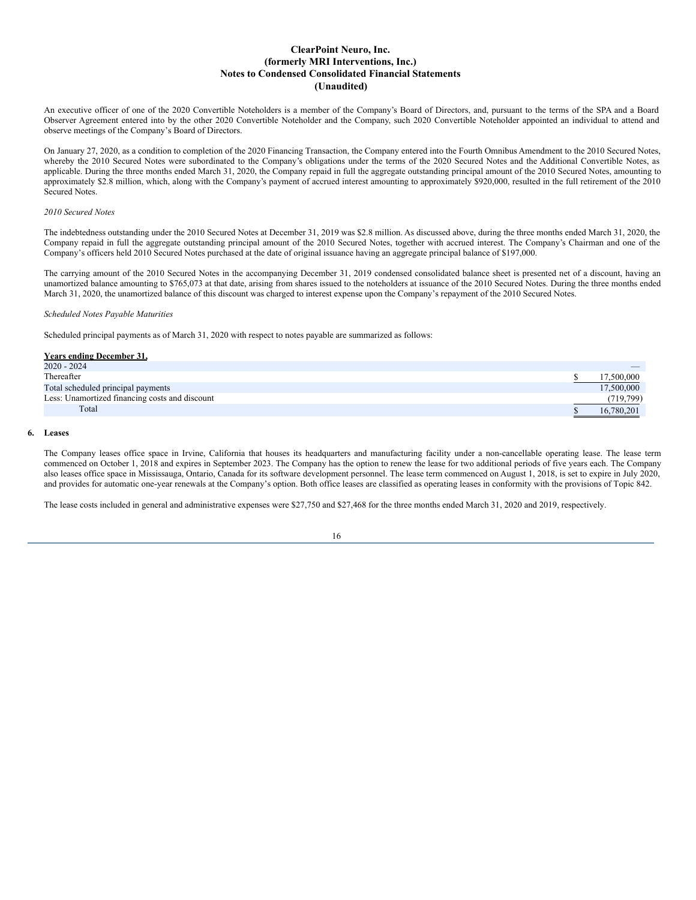# ClearPoint Neuro, Inc.
# (formerly MRI Interventions, Inc.)
# Notes to Condensed Consolidated Financial Statements
# (Unaudited)

An executive officer of one of the 2020 Convertible Noteholders is a member of the Company's Board of Directors, and, pursuant to the terms of the SPA and a Board Observer Agreement entered into by the other 2020 Convertible Noteholder and the Company, such 2020 Convertible Noteholder appointed an individual to attend and observe meetings of the Company's Board of Directors.

On January 27, 2020, as a condition to completion of the 2020 Financing Transaction, the Company entered into the Fourth Omnibus Amendment to the 2010 Secured Notes, whereby the 2010 Secured Notes were subordinated to the Company's obligations under the terms of the 2020 Secured Notes and the Additional Convertible Notes, as applicable. During the three months ended March 31, 2020, the Company repaid in full the aggregate outstanding principal amount of the 2010 Secured Notes, amounting to approximately $2.8 million, which, along with the Company's payment of accrued interest amounting to approximately $920,000, resulted in the full retirement of the 2010 Secured Notes.

*2010 Secured Notes*

The indebtedness outstanding under the 2010 Secured Notes at December 31, 2019 was $2.8 million. As discussed above, during the three months ended March 31, 2020, the Company repaid in full the aggregate outstanding principal amount of the 2010 Secured Notes, together with accrued interest. The Company's Chairman and one of the Company's officers held 2010 Secured Notes purchased at the date of original issuance having an aggregate principal balance of $197,000.

The carrying amount of the 2010 Secured Notes in the accompanying December 31, 2019 condensed consolidated balance sheet is presented net of a discount, having an unamortized balance amounting to $765,073 at that date, arising from shares issued to the noteholders at issuance of the 2010 Secured Notes. During the three months ended March 31, 2020, the unamortized balance of this discount was charged to interest expense upon the Company's repayment of the 2010 Secured Notes.

*Scheduled Notes Payable Maturities*

Scheduled principal payments as of March 31, 2020 with respect to notes payable are summarized as follows:

| **Years ending December 31,** | |
|---|---|
| 2020 - 2024 | — |
| Thereafter | $ 17,500,000 |
| Total scheduled principal payments | 17,500,000 |
| Less: Unamortized financing costs and discount | (719,799) |
| Total | $ 16,780,201 |

## 6. Leases

The Company leases office space in Irvine, California that houses its headquarters and manufacturing facility under a non-cancellable operating lease. The lease term commenced on October 1, 2018 and expires in September 2023. The Company has the option to renew the lease for two additional periods of five years each. The Company also leases office space in Mississauga, Ontario, Canada for its software development personnel. The lease term commenced on August 1, 2018, is set to expire in July 2020, and provides for automatic one-year renewals at the Company's option. Both office leases are classified as operating leases in conformity with the provisions of Topic 842.

The lease costs included in general and administrative expenses were $27,750 and $27,468 for the three months ended March 31, 2020 and 2019, respectively.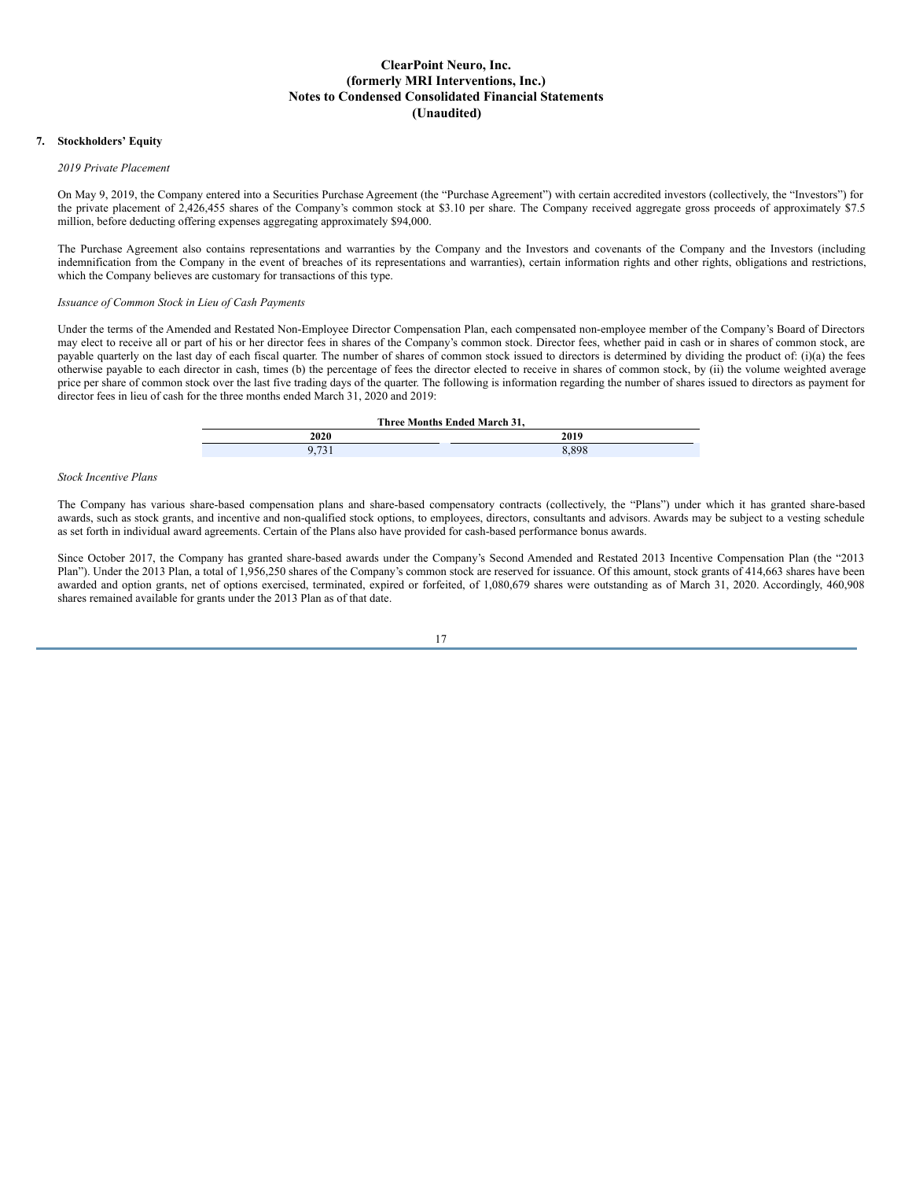**ClearPoint Neuro, Inc.**
**(formerly MRI Interventions, Inc.)**
**Notes to Condensed Consolidated Financial Statements**
**(Unaudited)**

## 7. Stockholders' Equity

*2019 Private Placement*

On May 9, 2019, the Company entered into a Securities Purchase Agreement (the "Purchase Agreement") with certain accredited investors (collectively, the "Investors") for the private placement of 2,426,455 shares of the Company's common stock at $3.10 per share. The Company received aggregate gross proceeds of approximately $7.5 million, before deducting offering expenses aggregating approximately $94,000.

The Purchase Agreement also contains representations and warranties by the Company and the Investors and covenants of the Company and the Investors (including indemnification from the Company in the event of breaches of its representations and warranties), certain information rights and other rights, obligations and restrictions, which the Company believes are customary for transactions of this type.

*Issuance of Common Stock in Lieu of Cash Payments*

Under the terms of the Amended and Restated Non-Employee Director Compensation Plan, each compensated non-employee member of the Company's Board of Directors may elect to receive all or part of his or her director fees in shares of the Company's common stock. Director fees, whether paid in cash or in shares of common stock, are payable quarterly on the last day of each fiscal quarter. The number of shares of common stock issued to directors is determined by dividing the product of: (i)(a) the fees otherwise payable to each director in cash, times (b) the percentage of fees the director elected to receive in shares of common stock, by (ii) the volume weighted average price per share of common stock over the last five trading days of the quarter. The following is information regarding the number of shares issued to directors as payment for director fees in lieu of cash for the three months ended March 31, 2020 and 2019:

| Three Months Ended March 31, | |
|---|---|
| 2020 | 2019 |
| 9,731 | 8,898 |

*Stock Incentive Plans*

The Company has various share-based compensation plans and share-based compensatory contracts (collectively, the "Plans") under which it has granted share-based awards, such as stock grants, and incentive and non-qualified stock options, to employees, directors, consultants and advisors. Awards may be subject to a vesting schedule as set forth in individual award agreements. Certain of the Plans also have provided for cash-based performance bonus awards.

Since October 2017, the Company has granted share-based awards under the Company's Second Amended and Restated 2013 Incentive Compensation Plan (the "2013 Plan"). Under the 2013 Plan, a total of 1,956,250 shares of the Company's common stock are reserved for issuance. Of this amount, stock grants of 414,663 shares have been awarded and option grants, net of options exercised, terminated, expired or forfeited, of 1,080,679 shares were outstanding as of March 31, 2020. Accordingly, 460,908 shares remained available for grants under the 2013 Plan as of that date.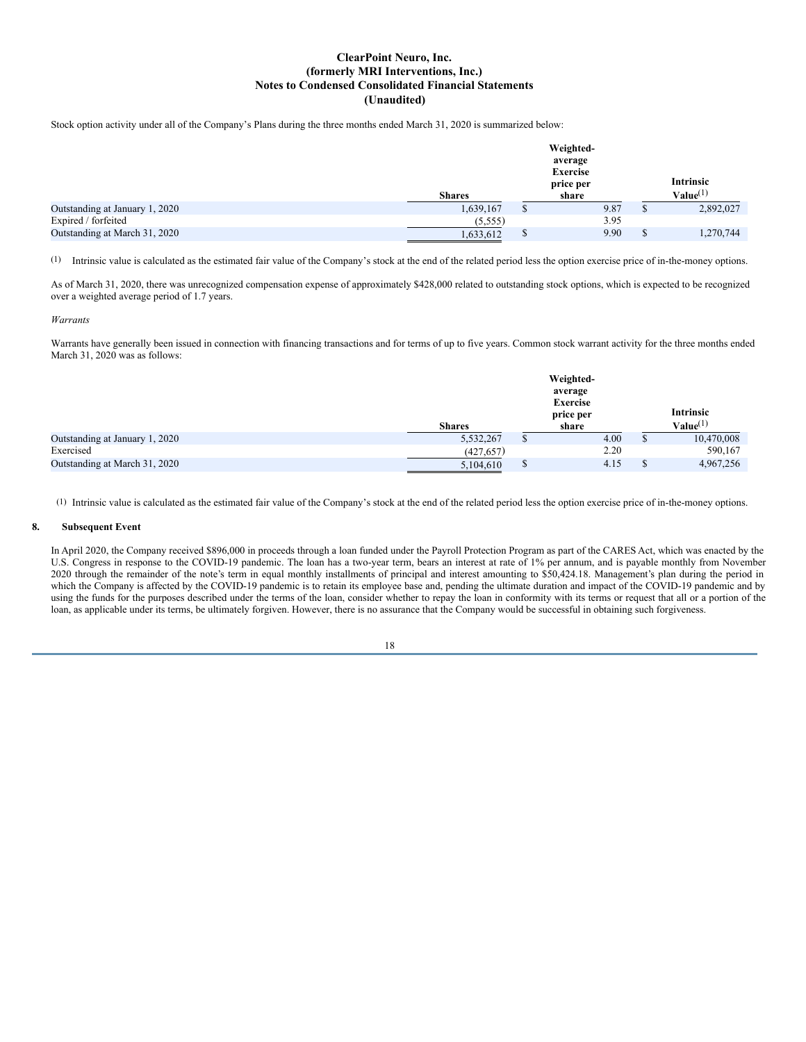**ClearPoint Neuro, Inc.**
**(formerly MRI Interventions, Inc.)**
**Notes to Condensed Consolidated Financial Statements**
**(Unaudited)**

Stock option activity under all of the Company's Plans during the three months ended March 31, 2020 is summarized below:

| | Shares | Weighted-average Exercise price per share | Intrinsic Value[(1)] |
|---|---|---|---|
| Outstanding at January 1, 2020 | 1,639,167 | $ 9.87 | $ 2,892,027 |
| Expired / forfeited | (5,555) | 3.95 | |
| Outstanding at March 31, 2020 | 1,633,612 | $ 9.90 | $ 1,270,744 |

(1) Intrinsic value is calculated as the estimated fair value of the Company's stock at the end of the related period less the option exercise price of in-the-money options.

As of March 31, 2020, there was unrecognized compensation expense of approximately $428,000 related to outstanding stock options, which is expected to be recognized over a weighted average period of 1.7 years.

*Warrants*

Warrants have generally been issued in connection with financing transactions and for terms of up to five years. Common stock warrant activity for the three months ended March 31, 2020 was as follows:

| | Shares | Weighted-average Exercise price per share | Intrinsic Value[(1)] |
|---|---|---|---|
| Outstanding at January 1, 2020 | 5,532,267 | $ 4.00 | $ 10,470,008 |
| Exercised | (427,657) | 2.20 | 590,167 |
| Outstanding at March 31, 2020 | 5,104,610 | $ 4.15 | $ 4,967,256 |

(1) Intrinsic value is calculated as the estimated fair value of the Company's stock at the end of the related period less the option exercise price of in-the-money options.

## 8. Subsequent Event

In April 2020, the Company received $896,000 in proceeds through a loan funded under the Payroll Protection Program as part of the CARES Act, which was enacted by the U.S. Congress in response to the COVID-19 pandemic. The loan has a two-year term, bears an interest at rate of 1% per annum, and is payable monthly from November 2020 through the remainder of the note's term in equal monthly installments of principal and interest amounting to $50,424.18. Management's plan during the period in which the Company is affected by the COVID-19 pandemic is to retain its employee base and, pending the ultimate duration and impact of the COVID-19 pandemic and by using the funds for the purposes described under the terms of the loan, consider whether to repay the loan in conformity with its terms or request that all or a portion of the loan, as applicable under its terms, be ultimately forgiven. However, there is no assurance that the Company would be successful in obtaining such forgiveness.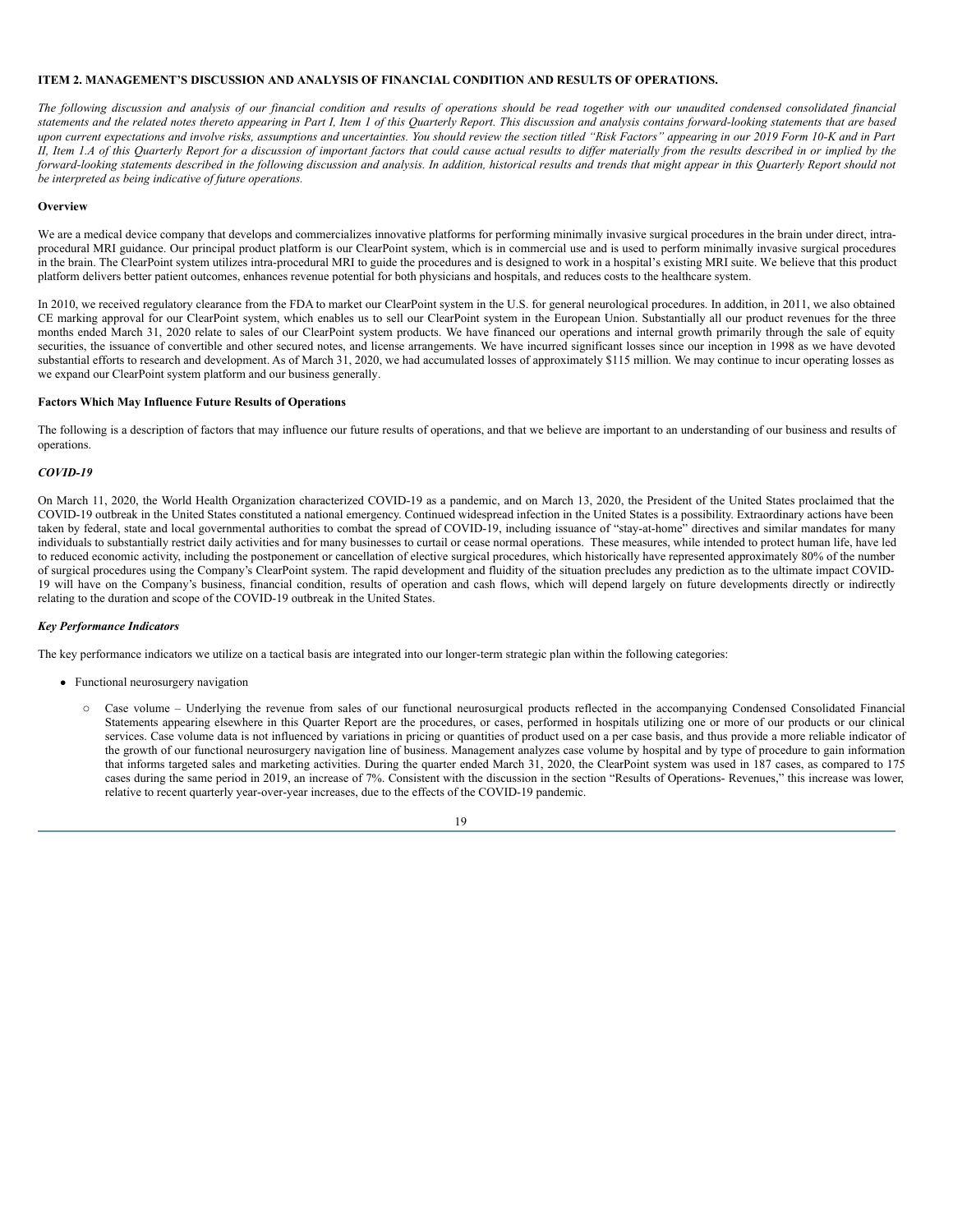**ITEM 2. MANAGEMENT'S DISCUSSION AND ANALYSIS OF FINANCIAL CONDITION AND RESULTS OF OPERATIONS.**

*The following discussion and analysis of our financial condition and results of operations should be read together with our unaudited condensed consolidated financial statements and the related notes thereto appearing in Part I, Item 1 of this Quarterly Report. This discussion and analysis contains forward-looking statements that are based upon current expectations and involve risks, assumptions and uncertainties. You should review the section titled "Risk Factors" appearing in our 2019 Form 10-K and in Part II, Item 1.A of this Quarterly Report for a discussion of important factors that could cause actual results to differ materially from the results described in or implied by the forward-looking statements described in the following discussion and analysis. In addition, historical results and trends that might appear in this Quarterly Report should not be interpreted as being indicative of future operations.*

**Overview**

We are a medical device company that develops and commercializes innovative platforms for performing minimally invasive surgical procedures in the brain under direct, intra-procedural MRI guidance. Our principal product platform is our ClearPoint system, which is in commercial use and is used to perform minimally invasive surgical procedures in the brain. The ClearPoint system utilizes intra-procedural MRI to guide the procedures and is designed to work in a hospital's existing MRI suite. We believe that this product platform delivers better patient outcomes, enhances revenue potential for both physicians and hospitals, and reduces costs to the healthcare system.

In 2010, we received regulatory clearance from the FDA to market our ClearPoint system in the U.S. for general neurological procedures. In addition, in 2011, we also obtained CE marking approval for our ClearPoint system, which enables us to sell our ClearPoint system in the European Union. Substantially all our product revenues for the three months ended March 31, 2020 relate to sales of our ClearPoint system products. We have financed our operations and internal growth primarily through the sale of equity securities, the issuance of convertible and other secured notes, and license arrangements. We have incurred significant losses since our inception in 1998 as we have devoted substantial efforts to research and development. As of March 31, 2020, we had accumulated losses of approximately $115 million. We may continue to incur operating losses as we expand our ClearPoint system platform and our business generally.

**Factors Which May Influence Future Results of Operations**

The following is a description of factors that may influence our future results of operations, and that we believe are important to an understanding of our business and results of operations.

***COVID-19***

On March 11, 2020, the World Health Organization characterized COVID-19 as a pandemic, and on March 13, 2020, the President of the United States proclaimed that the COVID-19 outbreak in the United States constituted a national emergency. Continued widespread infection in the United States is a possibility. Extraordinary actions have been taken by federal, state and local governmental authorities to combat the spread of COVID-19, including issuance of "stay-at-home" directives and similar mandates for many individuals to substantially restrict daily activities and for many businesses to curtail or cease normal operations. These measures, while intended to protect human life, have led to reduced economic activity, including the postponement or cancellation of elective surgical procedures, which historically have represented approximately 80% of the number of surgical procedures using the Company's ClearPoint system. The rapid development and fluidity of the situation precludes any prediction as to the ultimate impact COVID-19 will have on the Company's business, financial condition, results of operation and cash flows, which will depend largely on future developments directly or indirectly relating to the duration and scope of the COVID-19 outbreak in the United States.

***Key Performance Indicators***

The key performance indicators we utilize on a tactical basis are integrated into our longer-term strategic plan within the following categories:

- Functional neurosurgery navigation
  - Case volume – Underlying the revenue from sales of our functional neurosurgical products reflected in the accompanying Condensed Consolidated Financial Statements appearing elsewhere in this Quarter Report are the procedures, or cases, performed in hospitals utilizing one or more of our products or our clinical services. Case volume data is not influenced by variations in pricing or quantities of product used on a per case basis, and thus provide a more reliable indicator of the growth of our functional neurosurgery navigation line of business. Management analyzes case volume by hospital and by type of procedure to gain information that informs targeted sales and marketing activities. During the quarter ended March 31, 2020, the ClearPoint system was used in 187 cases, as compared to 175 cases during the same period in 2019, an increase of 7%. Consistent with the discussion in the section "Results of Operations- Revenues," this increase was lower, relative to recent quarterly year-over-year increases, due to the effects of the COVID-19 pandemic.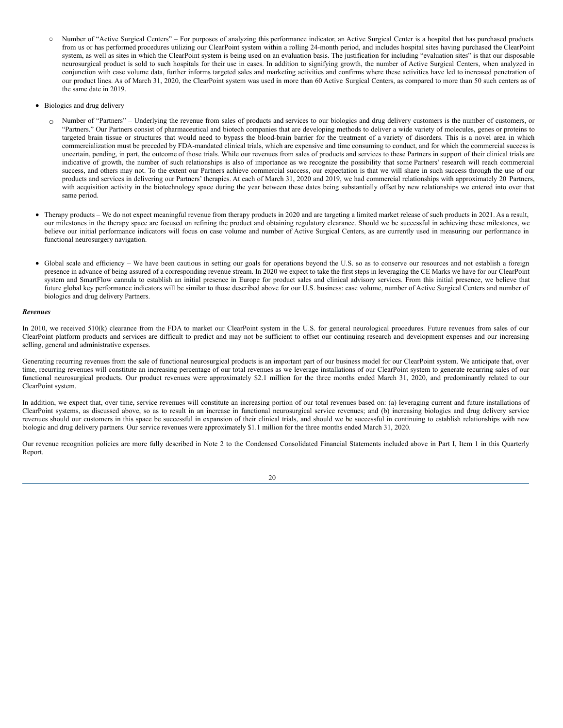- Number of "Active Surgical Centers" – For purposes of analyzing this performance indicator, an Active Surgical Center is a hospital that has purchased products from us or has performed procedures utilizing our ClearPoint system within a rolling 24-month period, and includes hospital sites having purchased the ClearPoint system, as well as sites in which the ClearPoint system is being used on an evaluation basis. The justification for including "evaluation sites" is that our disposable neurosurgical product is sold to such hospitals for their use in cases. In addition to signifying growth, the number of Active Surgical Centers, when analyzed in conjunction with case volume data, further informs targeted sales and marketing activities and confirms where these activities have led to increased penetration of our product lines. As of March 31, 2020, the ClearPoint system was used in more than 60 Active Surgical Centers, as compared to more than 50 such centers as of the same date in 2019.

- Biologics and drug delivery

  - Number of "Partners" – Underlying the revenue from sales of products and services to our biologics and drug delivery customers is the number of customers, or "Partners." Our Partners consist of pharmaceutical and biotech companies that are developing methods to deliver a wide variety of molecules, genes or proteins to targeted brain tissue or structures that would need to bypass the blood-brain barrier for the treatment of a variety of disorders. This is a novel area in which commercialization must be preceded by FDA-mandated clinical trials, which are expensive and time consuming to conduct, and for which the commercial success is uncertain, pending, in part, the outcome of those trials. While our revenues from sales of products and services to these Partners in support of their clinical trials are indicative of growth, the number of such relationships is also of importance as we recognize the possibility that some Partners' research will reach commercial success, and others may not. To the extent our Partners achieve commercial success, our expectation is that we will share in such success through the use of our products and services in delivering our Partners' therapies. At each of March 31, 2020 and 2019, we had commercial relationships with approximately 20 Partners, with acquisition activity in the biotechnology space during the year between these dates being substantially offset by new relationships we entered into over that same period.

- Therapy products – We do not expect meaningful revenue from therapy products in 2020 and are targeting a limited market release of such products in 2021. As a result, our milestones in the therapy space are focused on refining the product and obtaining regulatory clearance. Should we be successful in achieving these milestones, we believe our initial performance indicators will focus on case volume and number of Active Surgical Centers, as are currently used in measuring our performance in functional neurosurgery navigation.

- Global scale and efficiency – We have been cautious in setting our goals for operations beyond the U.S. so as to conserve our resources and not establish a foreign presence in advance of being assured of a corresponding revenue stream. In 2020 we expect to take the first steps in leveraging the CE Marks we have for our ClearPoint system and SmartFlow cannula to establish an initial presence in Europe for product sales and clinical advisory services. From this initial presence, we believe that future global key performance indicators will be similar to those described above for our U.S. business: case volume, number of Active Surgical Centers and number of biologics and drug delivery Partners.

***Revenues***

In 2010, we received 510(k) clearance from the FDA to market our ClearPoint system in the U.S. for general neurological procedures. Future revenues from sales of our ClearPoint platform products and services are difficult to predict and may not be sufficient to offset our continuing research and development expenses and our increasing selling, general and administrative expenses.

Generating recurring revenues from the sale of functional neurosurgical products is an important part of our business model for our ClearPoint system. We anticipate that, over time, recurring revenues will constitute an increasing percentage of our total revenues as we leverage installations of our ClearPoint system to generate recurring sales of our functional neurosurgical products. Our product revenues were approximately $2.1 million for the three months ended March 31, 2020, and predominantly related to our ClearPoint system.

In addition, we expect that, over time, service revenues will constitute an increasing portion of our total revenues based on: (a) leveraging current and future installations of ClearPoint systems, as discussed above, so as to result in an increase in functional neurosurgical service revenues; and (b) increasing biologics and drug delivery service revenues should our customers in this space be successful in expansion of their clinical trials, and should we be successful in continuing to establish relationships with new biologic and drug delivery partners. Our service revenues were approximately $1.1 million for the three months ended March 31, 2020.

Our revenue recognition policies are more fully described in Note 2 to the Condensed Consolidated Financial Statements included above in Part I, Item 1 in this Quarterly Report.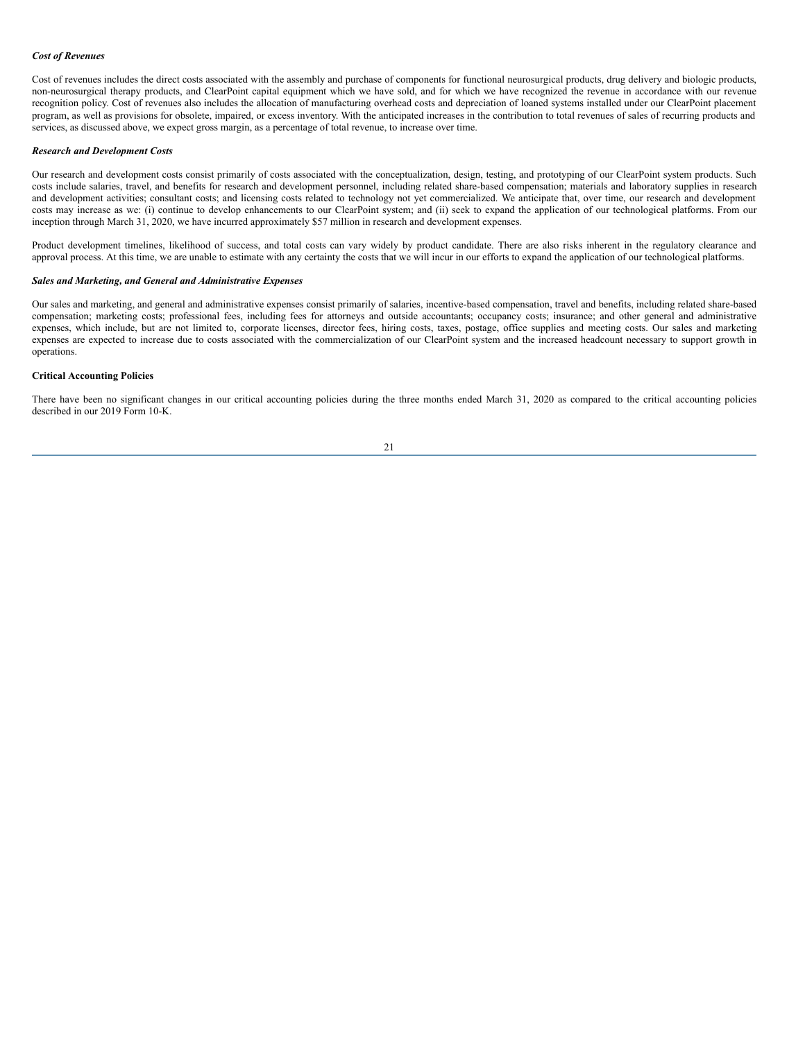***Cost of Revenues***

Cost of revenues includes the direct costs associated with the assembly and purchase of components for functional neurosurgical products, drug delivery and biologic products, non-neurosurgical therapy products, and ClearPoint capital equipment which we have sold, and for which we have recognized the revenue in accordance with our revenue recognition policy. Cost of revenues also includes the allocation of manufacturing overhead costs and depreciation of loaned systems installed under our ClearPoint placement program, as well as provisions for obsolete, impaired, or excess inventory. With the anticipated increases in the contribution to total revenues of sales of recurring products and services, as discussed above, we expect gross margin, as a percentage of total revenue, to increase over time.

***Research and Development Costs***

Our research and development costs consist primarily of costs associated with the conceptualization, design, testing, and prototyping of our ClearPoint system products. Such costs include salaries, travel, and benefits for research and development personnel, including related share-based compensation; materials and laboratory supplies in research and development activities; consultant costs; and licensing costs related to technology not yet commercialized. We anticipate that, over time, our research and development costs may increase as we: (i) continue to develop enhancements to our ClearPoint system; and (ii) seek to expand the application of our technological platforms. From our inception through March 31, 2020, we have incurred approximately $57 million in research and development expenses.

Product development timelines, likelihood of success, and total costs can vary widely by product candidate. There are also risks inherent in the regulatory clearance and approval process. At this time, we are unable to estimate with any certainty the costs that we will incur in our efforts to expand the application of our technological platforms.

***Sales and Marketing, and General and Administrative Expenses***

Our sales and marketing, and general and administrative expenses consist primarily of salaries, incentive-based compensation, travel and benefits, including related share-based compensation; marketing costs; professional fees, including fees for attorneys and outside accountants; occupancy costs; insurance; and other general and administrative expenses, which include, but are not limited to, corporate licenses, director fees, hiring costs, taxes, postage, office supplies and meeting costs. Our sales and marketing expenses are expected to increase due to costs associated with the commercialization of our ClearPoint system and the increased headcount necessary to support growth in operations.

**Critical Accounting Policies**

There have been no significant changes in our critical accounting policies during the three months ended March 31, 2020 as compared to the critical accounting policies described in our 2019 Form 10-K.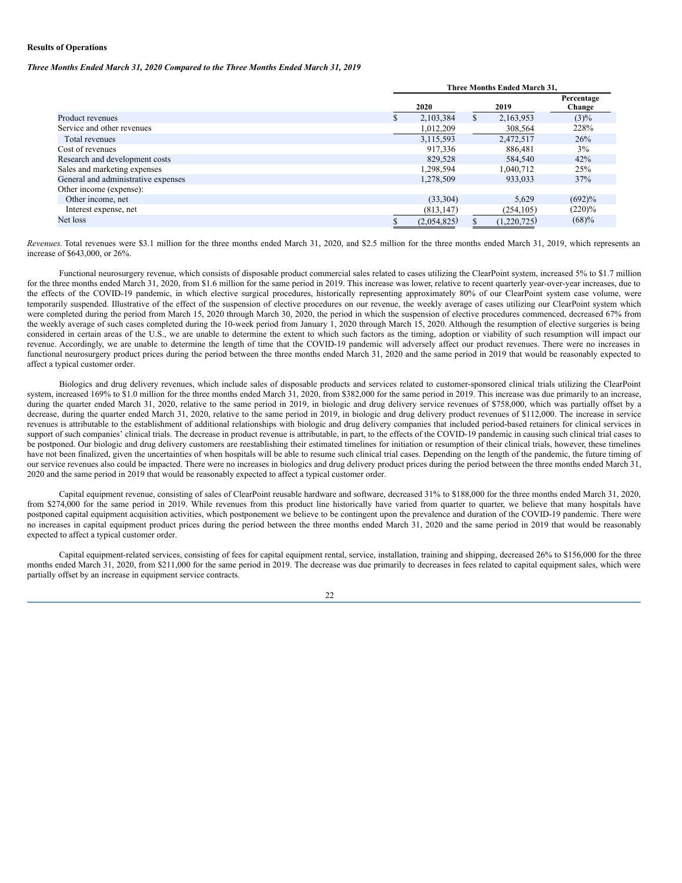**Results of Operations**

***Three Months Ended March 31, 2020 Compared to the Three Months Ended March 31, 2019***

| | Three Months Ended March 31, | | |
|---|---|---|---|
| | 2020 | 2019 | Percentage Change |
| Product revenues | $ 2,103,384 | $ 2,163,953 | (3)% |
| Service and other revenues | 1,012,209 | 308,564 | 228% |
| Total revenues | 3,115,593 | 2,472,517 | 26% |
| Cost of revenues | 917,336 | 886,481 | 3% |
| Research and development costs | 829,528 | 584,540 | 42% |
| Sales and marketing expenses | 1,298,594 | 1,040,712 | 25% |
| General and administrative expenses | 1,278,509 | 933,033 | 37% |
| Other income (expense): | | | |
| Other income, net | (33,304) | 5,629 | (692)% |
| Interest expense, net | (813,147) | (254,105) | (220)% |
| Net loss | $ (2,054,825) | $ (1,220,725) | (68)% |

*Revenues.* Total revenues were $3.1 million for the three months ended March 31, 2020, and $2.5 million for the three months ended March 31, 2019, which represents an increase of $643,000, or 26%.

Functional neurosurgery revenue, which consists of disposable product commercial sales related to cases utilizing the ClearPoint system, increased 5% to $1.7 million for the three months ended March 31, 2020, from $1.6 million for the same period in 2019. This increase was lower, relative to recent quarterly year-over-year increases, due to the effects of the COVID-19 pandemic, in which elective surgical procedures, historically representing approximately 80% of our ClearPoint system case volume, were temporarily suspended. Illustrative of the effect of the suspension of elective procedures on our revenue, the weekly average of cases utilizing our ClearPoint system which were completed during the period from March 15, 2020 through March 30, 2020, the period in which the suspension of elective procedures commenced, decreased 67% from the weekly average of such cases completed during the 10-week period from January 1, 2020 through March 15, 2020. Although the resumption of elective surgeries is being considered in certain areas of the U.S., we are unable to determine the extent to which such factors as the timing, adoption or viability of such resumption will impact our revenue. Accordingly, we are unable to determine the length of time that the COVID-19 pandemic will adversely affect our product revenues. There were no increases in functional neurosurgery product prices during the period between the three months ended March 31, 2020 and the same period in 2019 that would be reasonably expected to affect a typical customer order.

Biologics and drug delivery revenues, which include sales of disposable products and services related to customer-sponsored clinical trials utilizing the ClearPoint system, increased 169% to $1.0 million for the three months ended March 31, 2020, from $382,000 for the same period in 2019. This increase was due primarily to an increase, during the quarter ended March 31, 2020, relative to the same period in 2019, in biologic and drug delivery service revenues of $758,000, which was partially offset by a decrease, during the quarter ended March 31, 2020, relative to the same period in 2019, in biologic and drug delivery product revenues of $112,000. The increase in service revenues is attributable to the establishment of additional relationships with biologic and drug delivery companies that included period-based retainers for clinical services in support of such companies' clinical trials. The decrease in product revenue is attributable, in part, to the effects of the COVID-19 pandemic in causing such clinical trial cases to be postponed. Our biologic and drug delivery customers are reestablishing their estimated timelines for initiation or resumption of their clinical trials, however, these timelines have not been finalized, given the uncertainties of when hospitals will be able to resume such clinical trial cases. Depending on the length of the pandemic, the future timing of our service revenues also could be impacted. There were no increases in biologics and drug delivery product prices during the period between the three months ended March 31, 2020 and the same period in 2019 that would be reasonably expected to affect a typical customer order.

Capital equipment revenue, consisting of sales of ClearPoint reusable hardware and software, decreased 31% to $188,000 for the three months ended March 31, 2020, from $274,000 for the same period in 2019. While revenues from this product line historically have varied from quarter to quarter, we believe that many hospitals have postponed capital equipment acquisition activities, which postponement we believe to be contingent upon the prevalence and duration of the COVID-19 pandemic. There were no increases in capital equipment product prices during the period between the three months ended March 31, 2020 and the same period in 2019 that would be reasonably expected to affect a typical customer order.

Capital equipment-related services, consisting of fees for capital equipment rental, service, installation, training and shipping, decreased 26% to $156,000 for the three months ended March 31, 2020, from $211,000 for the same period in 2019. The decrease was due primarily to decreases in fees related to capital equipment sales, which were partially offset by an increase in equipment service contracts.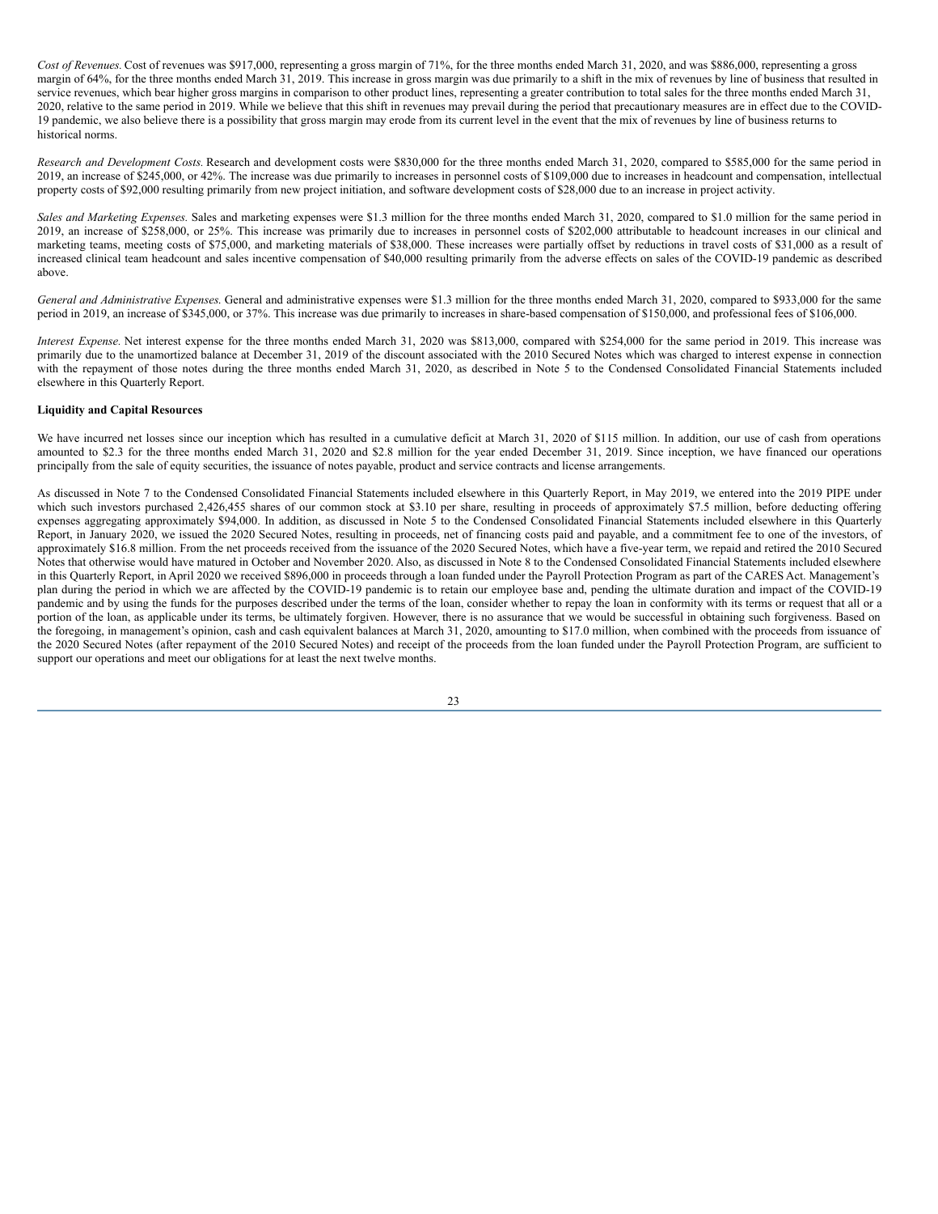*Cost of Revenues.* Cost of revenues was $917,000, representing a gross margin of 71%, for the three months ended March 31, 2020, and was $886,000, representing a gross margin of 64%, for the three months ended March 31, 2019. This increase in gross margin was due primarily to a shift in the mix of revenues by line of business that resulted in service revenues, which bear higher gross margins in comparison to other product lines, representing a greater contribution to total sales for the three months ended March 31, 2020, relative to the same period in 2019. While we believe that this shift in revenues may prevail during the period that precautionary measures are in effect due to the COVID-19 pandemic, we also believe there is a possibility that gross margin may erode from its current level in the event that the mix of revenues by line of business returns to historical norms.

*Research and Development Costs.* Research and development costs were $830,000 for the three months ended March 31, 2020, compared to $585,000 for the same period in 2019, an increase of $245,000, or 42%. The increase was due primarily to increases in personnel costs of $109,000 due to increases in headcount and compensation, intellectual property costs of $92,000 resulting primarily from new project initiation, and software development costs of $28,000 due to an increase in project activity.

*Sales and Marketing Expenses.* Sales and marketing expenses were $1.3 million for the three months ended March 31, 2020, compared to $1.0 million for the same period in 2019, an increase of $258,000, or 25%. This increase was primarily due to increases in personnel costs of $202,000 attributable to headcount increases in our clinical and marketing teams, meeting costs of $75,000, and marketing materials of $38,000. These increases were partially offset by reductions in travel costs of $31,000 as a result of increased clinical team headcount and sales incentive compensation of $40,000 resulting primarily from the adverse effects on sales of the COVID-19 pandemic as described above.

*General and Administrative Expenses.* General and administrative expenses were $1.3 million for the three months ended March 31, 2020, compared to $933,000 for the same period in 2019, an increase of $345,000, or 37%. This increase was due primarily to increases in share-based compensation of $150,000, and professional fees of $106,000.

*Interest Expense.* Net interest expense for the three months ended March 31, 2020 was $813,000, compared with $254,000 for the same period in 2019. This increase was primarily due to the unamortized balance at December 31, 2019 of the discount associated with the 2010 Secured Notes which was charged to interest expense in connection with the repayment of those notes during the three months ended March 31, 2020, as described in Note 5 to the Condensed Consolidated Financial Statements included elsewhere in this Quarterly Report.

**Liquidity and Capital Resources**

We have incurred net losses since our inception which has resulted in a cumulative deficit at March 31, 2020 of $115 million. In addition, our use of cash from operations amounted to $2.3 for the three months ended March 31, 2020 and $2.8 million for the year ended December 31, 2019. Since inception, we have financed our operations principally from the sale of equity securities, the issuance of notes payable, product and service contracts and license arrangements.

As discussed in Note 7 to the Condensed Consolidated Financial Statements included elsewhere in this Quarterly Report, in May 2019, we entered into the 2019 PIPE under which such investors purchased 2,426,455 shares of our common stock at $3.10 per share, resulting in proceeds of approximately $7.5 million, before deducting offering expenses aggregating approximately $94,000. In addition, as discussed in Note 5 to the Condensed Consolidated Financial Statements included elsewhere in this Quarterly Report, in January 2020, we issued the 2020 Secured Notes, resulting in proceeds, net of financing costs paid and payable, and a commitment fee to one of the investors, of approximately $16.8 million. From the net proceeds received from the issuance of the 2020 Secured Notes, which have a five-year term, we repaid and retired the 2010 Secured Notes that otherwise would have matured in October and November 2020. Also, as discussed in Note 8 to the Condensed Consolidated Financial Statements included elsewhere in this Quarterly Report, in April 2020 we received $896,000 in proceeds through a loan funded under the Payroll Protection Program as part of the CARES Act. Management's plan during the period in which we are affected by the COVID-19 pandemic is to retain our employee base and, pending the ultimate duration and impact of the COVID-19 pandemic and by using the funds for the purposes described under the terms of the loan, consider whether to repay the loan in conformity with its terms or request that all or a portion of the loan, as applicable under its terms, be ultimately forgiven. However, there is no assurance that we would be successful in obtaining such forgiveness. Based on the foregoing, in management's opinion, cash and cash equivalent balances at March 31, 2020, amounting to $17.0 million, when combined with the proceeds from issuance of the 2020 Secured Notes (after repayment of the 2010 Secured Notes) and receipt of the proceeds from the loan funded under the Payroll Protection Program, are sufficient to support our operations and meet our obligations for at least the next twelve months.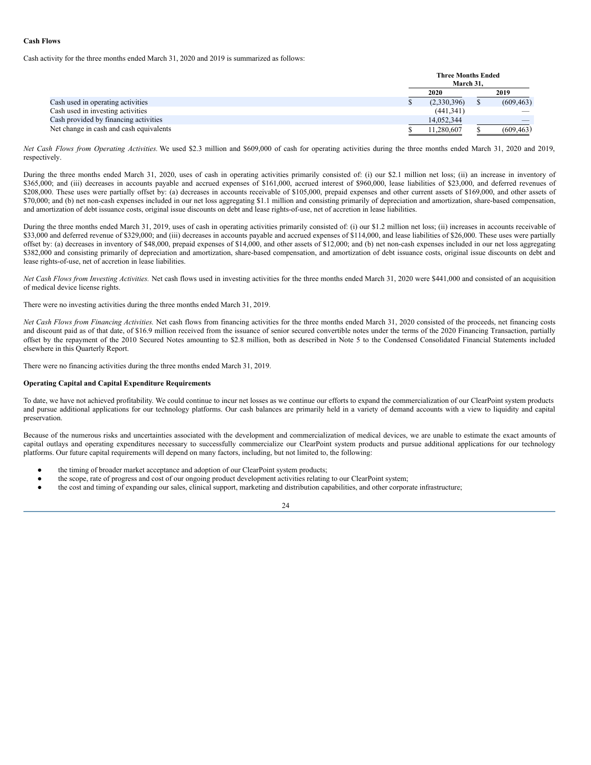**Cash Flows**

Cash activity for the three months ended March 31, 2020 and 2019 is summarized as follows:

| | Three Months Ended March 31, | |
|---|---|---|
| | 2020 | 2019 |
| Cash used in operating activities | $ (2,330,396) | $ (609,463) |
| Cash used in investing activities | (441,341) | — |
| Cash provided by financing activities | 14,052,344 | — |
| Net change in cash and cash equivalents | $ 11,280,607 | $ (609,463) |

*Net Cash Flows from Operating Activities.* We used $2.3 million and $609,000 of cash for operating activities during the three months ended March 31, 2020 and 2019, respectively.

During the three months ended March 31, 2020, uses of cash in operating activities primarily consisted of: (i) our $2.1 million net loss; (ii) an increase in inventory of $365,000; and (iii) decreases in accounts payable and accrued expenses of $161,000, accrued interest of $960,000, lease liabilities of $23,000, and deferred revenues of $208,000. These uses were partially offset by: (a) decreases in accounts receivable of $105,000, prepaid expenses and other current assets of $169,000, and other assets of $70,000; and (b) net non-cash expenses included in our net loss aggregating $1.1 million and consisting primarily of depreciation and amortization, share-based compensation, and amortization of debt issuance costs, original issue discounts on debt and lease rights-of-use, net of accretion in lease liabilities.

During the three months ended March 31, 2019, uses of cash in operating activities primarily consisted of: (i) our $1.2 million net loss; (ii) increases in accounts receivable of $33,000 and deferred revenue of $329,000; and (iii) decreases in accounts payable and accrued expenses of $114,000, and lease liabilities of $26,000. These uses were partially offset by: (a) decreases in inventory of $48,000, prepaid expenses of $14,000, and other assets of $12,000; and (b) net non-cash expenses included in our net loss aggregating $382,000 and consisting primarily of depreciation and amortization, share-based compensation, and amortization of debt issuance costs, original issue discounts on debt and lease rights-of-use, net of accretion in lease liabilities.

*Net Cash Flows from Investing Activities.* Net cash flows used in investing activities for the three months ended March 31, 2020 were $441,000 and consisted of an acquisition of medical device license rights.

There were no investing activities during the three months ended March 31, 2019.

*Net Cash Flows from Financing Activities.* Net cash flows from financing activities for the three months ended March 31, 2020 consisted of the proceeds, net financing costs and discount paid as of that date, of $16.9 million received from the issuance of senior secured convertible notes under the terms of the 2020 Financing Transaction, partially offset by the repayment of the 2010 Secured Notes amounting to $2.8 million, both as described in Note 5 to the Condensed Consolidated Financial Statements included elsewhere in this Quarterly Report.

There were no financing activities during the three months ended March 31, 2019.

**Operating Capital and Capital Expenditure Requirements**

To date, we have not achieved profitability. We could continue to incur net losses as we continue our efforts to expand the commercialization of our ClearPoint system products and pursue additional applications for our technology platforms. Our cash balances are primarily held in a variety of demand accounts with a view to liquidity and capital preservation.

Because of the numerous risks and uncertainties associated with the development and commercialization of medical devices, we are unable to estimate the exact amounts of capital outlays and operating expenditures necessary to successfully commercialize our ClearPoint system products and pursue additional applications for our technology platforms. Our future capital requirements will depend on many factors, including, but not limited to, the following:

- the timing of broader market acceptance and adoption of our ClearPoint system products;
- the scope, rate of progress and cost of our ongoing product development activities relating to our ClearPoint system;
- the cost and timing of expanding our sales, clinical support, marketing and distribution capabilities, and other corporate infrastructure;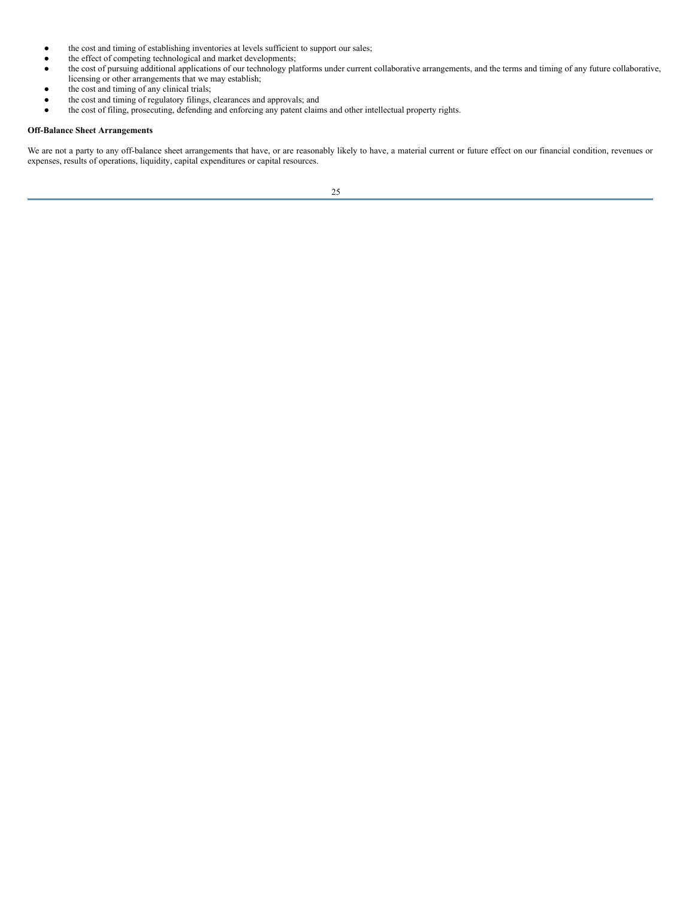- the cost and timing of establishing inventories at levels sufficient to support our sales;
- the effect of competing technological and market developments;
- the cost of pursuing additional applications of our technology platforms under current collaborative arrangements, and the terms and timing of any future collaborative, licensing or other arrangements that we may establish;
- the cost and timing of any clinical trials;
- the cost and timing of regulatory filings, clearances and approvals; and
- the cost of filing, prosecuting, defending and enforcing any patent claims and other intellectual property rights.

**Off-Balance Sheet Arrangements**

We are not a party to any off-balance sheet arrangements that have, or are reasonably likely to have, a material current or future effect on our financial condition, revenues or expenses, results of operations, liquidity, capital expenditures or capital resources.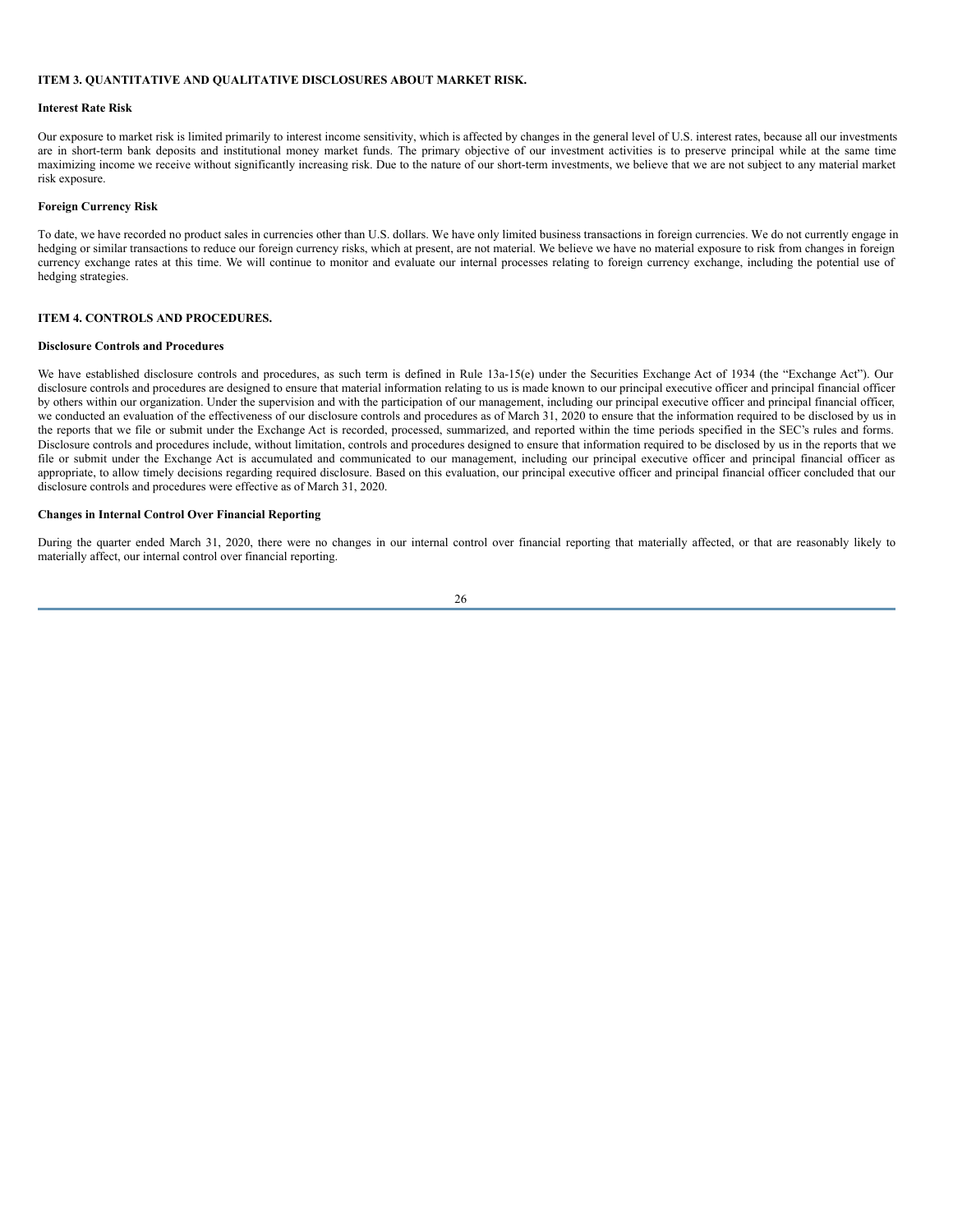## ITEM 3. QUANTITATIVE AND QUALITATIVE DISCLOSURES ABOUT MARKET RISK.

### Interest Rate Risk

Our exposure to market risk is limited primarily to interest income sensitivity, which is affected by changes in the general level of U.S. interest rates, because all our investments are in short-term bank deposits and institutional money market funds. The primary objective of our investment activities is to preserve principal while at the same time maximizing income we receive without significantly increasing risk. Due to the nature of our short-term investments, we believe that we are not subject to any material market risk exposure.

### Foreign Currency Risk

To date, we have recorded no product sales in currencies other than U.S. dollars. We have only limited business transactions in foreign currencies. We do not currently engage in hedging or similar transactions to reduce our foreign currency risks, which at present, are not material. We believe we have no material exposure to risk from changes in foreign currency exchange rates at this time. We will continue to monitor and evaluate our internal processes relating to foreign currency exchange, including the potential use of hedging strategies.

## ITEM 4. CONTROLS AND PROCEDURES.

### Disclosure Controls and Procedures

We have established disclosure controls and procedures, as such term is defined in Rule 13a-15(e) under the Securities Exchange Act of 1934 (the "Exchange Act"). Our disclosure controls and procedures are designed to ensure that material information relating to us is made known to our principal executive officer and principal financial officer by others within our organization. Under the supervision and with the participation of our management, including our principal executive officer and principal financial officer, we conducted an evaluation of the effectiveness of our disclosure controls and procedures as of March 31, 2020 to ensure that the information required to be disclosed by us in the reports that we file or submit under the Exchange Act is recorded, processed, summarized, and reported within the time periods specified in the SEC's rules and forms. Disclosure controls and procedures include, without limitation, controls and procedures designed to ensure that information required to be disclosed by us in the reports that we file or submit under the Exchange Act is accumulated and communicated to our management, including our principal executive officer and principal financial officer as appropriate, to allow timely decisions regarding required disclosure. Based on this evaluation, our principal executive officer and principal financial officer concluded that our disclosure controls and procedures were effective as of March 31, 2020.

### Changes in Internal Control Over Financial Reporting

During the quarter ended March 31, 2020, there were no changes in our internal control over financial reporting that materially affected, or that are reasonably likely to materially affect, our internal control over financial reporting.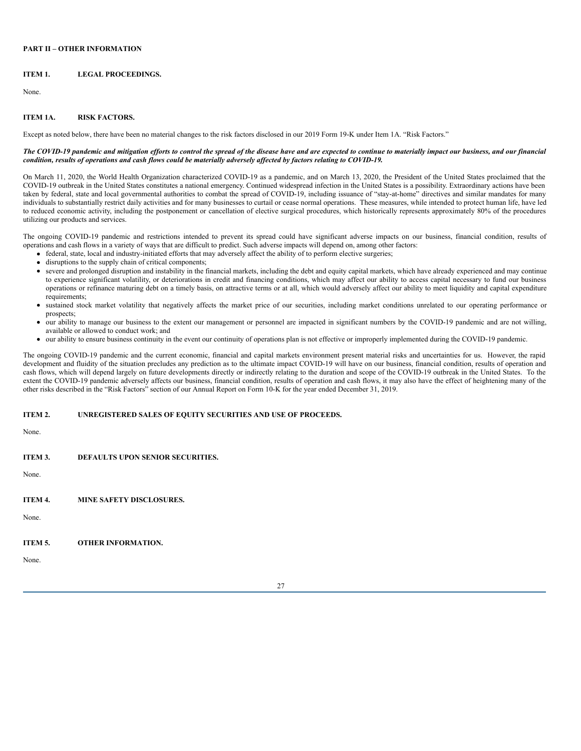**PART II – OTHER INFORMATION**

**ITEM 1. LEGAL PROCEEDINGS.**

None.

**ITEM 1A. RISK FACTORS.**

Except as noted below, there have been no material changes to the risk factors disclosed in our 2019 Form 19-K under Item 1A. "Risk Factors."

***The COVID-19 pandemic and mitigation efforts to control the spread of the disease have and are expected to continue to materially impact our business, and our financial condition, results of operations and cash flows could be materially adversely affected by factors relating to COVID-19.***

On March 11, 2020, the World Health Organization characterized COVID-19 as a pandemic, and on March 13, 2020, the President of the United States proclaimed that the COVID-19 outbreak in the United States constitutes a national emergency. Continued widespread infection in the United States is a possibility. Extraordinary actions have been taken by federal, state and local governmental authorities to combat the spread of COVID-19, including issuance of "stay-at-home" directives and similar mandates for many individuals to substantially restrict daily activities and for many businesses to curtail or cease normal operations. These measures, while intended to protect human life, have led to reduced economic activity, including the postponement or cancellation of elective surgical procedures, which historically represents approximately 80% of the procedures utilizing our products and services.

The ongoing COVID-19 pandemic and restrictions intended to prevent its spread could have significant adverse impacts on our business, financial condition, results of operations and cash flows in a variety of ways that are difficult to predict. Such adverse impacts will depend on, among other factors:

- federal, state, local and industry-initiated efforts that may adversely affect the ability of to perform elective surgeries;
- disruptions to the supply chain of critical components;
- severe and prolonged disruption and instability in the financial markets, including the debt and equity capital markets, which have already experienced and may continue to experience significant volatility, or deteriorations in credit and financing conditions, which may affect our ability to access capital necessary to fund our business operations or refinance maturing debt on a timely basis, on attractive terms or at all, which would adversely affect our ability to meet liquidity and capital expenditure requirements;
- sustained stock market volatility that negatively affects the market price of our securities, including market conditions unrelated to our operating performance or prospects;
- our ability to manage our business to the extent our management or personnel are impacted in significant numbers by the COVID-19 pandemic and are not willing, available or allowed to conduct work; and
- our ability to ensure business continuity in the event our continuity of operations plan is not effective or improperly implemented during the COVID-19 pandemic.

The ongoing COVID-19 pandemic and the current economic, financial and capital markets environment present material risks and uncertainties for us. However, the rapid development and fluidity of the situation precludes any prediction as to the ultimate impact COVID-19 will have on our business, financial condition, results of operation and cash flows, which will depend largely on future developments directly or indirectly relating to the duration and scope of the COVID-19 outbreak in the United States. To the extent the COVID-19 pandemic adversely affects our business, financial condition, results of operation and cash flows, it may also have the effect of heightening many of the other risks described in the "Risk Factors" section of our Annual Report on Form 10-K for the year ended December 31, 2019.

**ITEM 2. UNREGISTERED SALES OF EQUITY SECURITIES AND USE OF PROCEEDS.**

None.

**ITEM 3. DEFAULTS UPON SENIOR SECURITIES.**

None.

**ITEM 4. MINE SAFETY DISCLOSURES.**

None.

**ITEM 5. OTHER INFORMATION.**

None.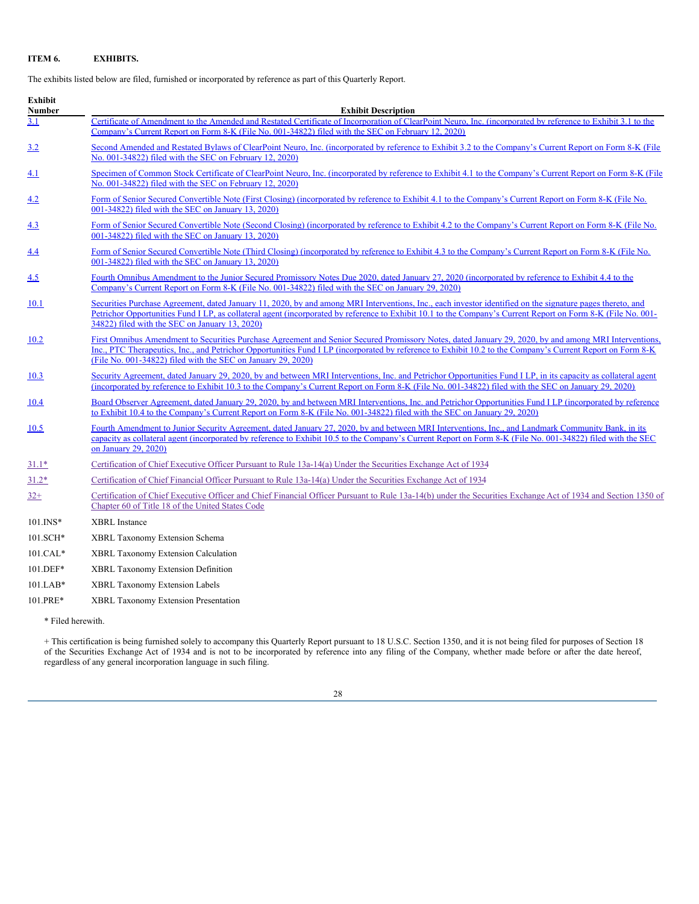**ITEM 6. EXHIBITS.**

The exhibits listed below are filed, furnished or incorporated by reference as part of this Quarterly Report.

| Exhibit Number | Exhibit Description |
|---|---|
| 3.1 | Certificate of Amendment to the Amended and Restated Certificate of Incorporation of ClearPoint Neuro, Inc. (incorporated by reference to Exhibit 3.1 to the Company's Current Report on Form 8-K (File No. 001-34822) filed with the SEC on February 12, 2020) |
| 3.2 | Second Amended and Restated Bylaws of ClearPoint Neuro, Inc. (incorporated by reference to Exhibit 3.2 to the Company's Current Report on Form 8-K (File No. 001-34822) filed with the SEC on February 12, 2020) |
| 4.1 | Specimen of Common Stock Certificate of ClearPoint Neuro, Inc. (incorporated by reference to Exhibit 4.1 to the Company's Current Report on Form 8-K (File No. 001-34822) filed with the SEC on February 12, 2020) |
| 4.2 | Form of Senior Secured Convertible Note (First Closing) (incorporated by reference to Exhibit 4.1 to the Company's Current Report on Form 8-K (File No. 001-34822) filed with the SEC on January 13, 2020) |
| 4.3 | Form of Senior Secured Convertible Note (Second Closing) (incorporated by reference to Exhibit 4.2 to the Company's Current Report on Form 8-K (File No. 001-34822) filed with the SEC on January 13, 2020) |
| 4.4 | Form of Senior Secured Convertible Note (Third Closing) (incorporated by reference to Exhibit 4.3 to the Company's Current Report on Form 8-K (File No. 001-34822) filed with the SEC on January 13, 2020) |
| 4.5 | Fourth Omnibus Amendment to the Junior Secured Promissory Notes Due 2020, dated January 27, 2020 (incorporated by reference to Exhibit 4.4 to the Company's Current Report on Form 8-K (File No. 001-34822) filed with the SEC on January 29, 2020) |
| 10.1 | Securities Purchase Agreement, dated January 11, 2020, by and among MRI Interventions, Inc., each investor identified on the signature pages thereto, and Petrichor Opportunities Fund I LP, as collateral agent (incorporated by reference to Exhibit 10.1 to the Company's Current Report on Form 8-K (File No. 001-34822) filed with the SEC on January 13, 2020) |
| 10.2 | First Omnibus Amendment to Securities Purchase Agreement and Senior Secured Promissory Notes, dated January 29, 2020, by and among MRI Interventions, Inc., PTC Therapeutics, Inc., and Petrichor Opportunities Fund I LP (incorporated by reference to Exhibit 10.2 to the Company's Current Report on Form 8-K (File No. 001-34822) filed with the SEC on January 29, 2020) |
| 10.3 | Security Agreement, dated January 29, 2020, by and between MRI Interventions, Inc. and Petrichor Opportunities Fund I LP, in its capacity as collateral agent (incorporated by reference to Exhibit 10.3 to the Company's Current Report on Form 8-K (File No. 001-34822) filed with the SEC on January 29, 2020) |
| 10.4 | Board Observer Agreement, dated January 29, 2020, by and between MRI Interventions, Inc. and Petrichor Opportunities Fund I LP (incorporated by reference to Exhibit 10.4 to the Company's Current Report on Form 8-K (File No. 001-34822) filed with the SEC on January 29, 2020) |
| 10.5 | Fourth Amendment to Junior Security Agreement, dated January 27, 2020, by and between MRI Interventions, Inc., and Landmark Community Bank, in its capacity as collateral agent (incorporated by reference to Exhibit 10.5 to the Company's Current Report on Form 8-K (File No. 001-34822) filed with the SEC on January 29, 2020) |
| 31.1* | Certification of Chief Executive Officer Pursuant to Rule 13a-14(a) Under the Securities Exchange Act of 1934 |
| 31.2* | Certification of Chief Financial Officer Pursuant to Rule 13a-14(a) Under the Securities Exchange Act of 1934 |
| 32+ | Certification of Chief Executive Officer and Chief Financial Officer Pursuant to Rule 13a-14(b) under the Securities Exchange Act of 1934 and Section 1350 of Chapter 60 of Title 18 of the United States Code |
| 101.INS* | XBRL Instance |
| 101.SCH* | XBRL Taxonomy Extension Schema |
| 101.CAL* | XBRL Taxonomy Extension Calculation |
| 101.DEF* | XBRL Taxonomy Extension Definition |
| 101.LAB* | XBRL Taxonomy Extension Labels |
| 101.PRE* | XBRL Taxonomy Extension Presentation |

\* Filed herewith.

+ This certification is being furnished solely to accompany this Quarterly Report pursuant to 18 U.S.C. Section 1350, and it is not being filed for purposes of Section 18 of the Securities Exchange Act of 1934 and is not to be incorporated by reference into any filing of the Company, whether made before or after the date hereof, regardless of any general incorporation language in such filing.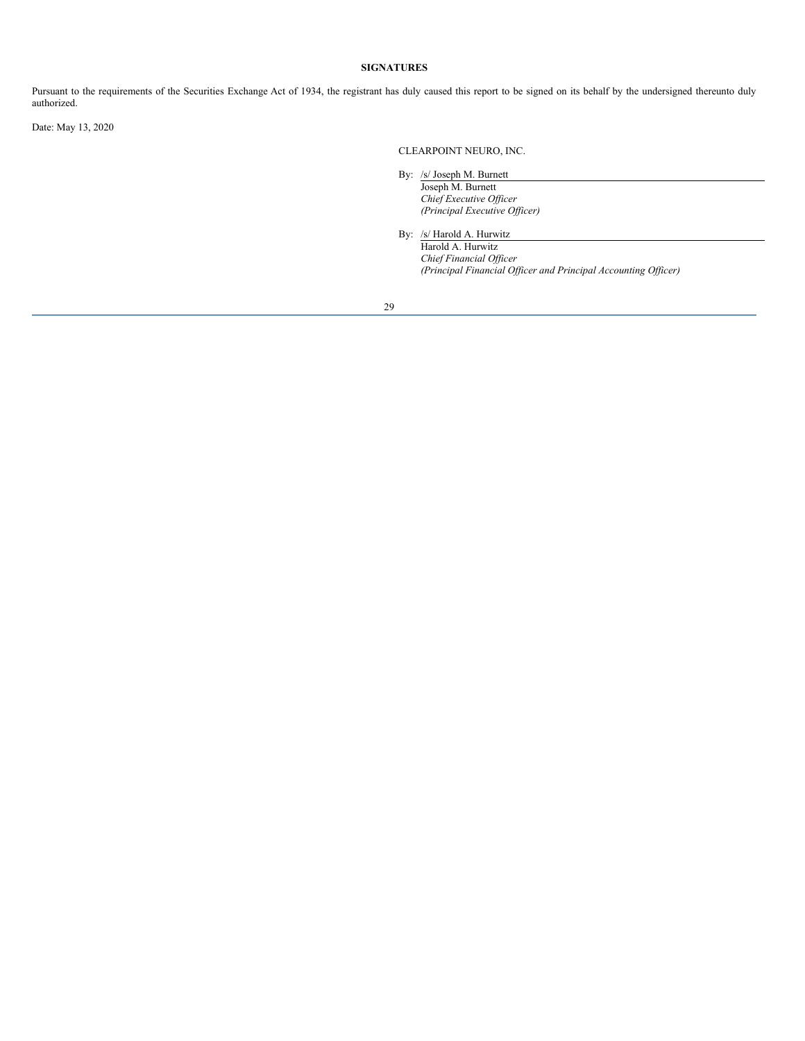## SIGNATURES

Pursuant to the requirements of the Securities Exchange Act of 1934, the registrant has duly caused this report to be signed on its behalf by the undersigned thereunto duly authorized.

Date: May 13, 2020

CLEARPOINT NEURO, INC.

By: /s/ Joseph M. Burnett
Joseph M. Burnett
*Chief Executive Officer*
*(Principal Executive Officer)*

By: /s/ Harold A. Hurwitz
Harold A. Hurwitz
*Chief Financial Officer*
*(Principal Financial Officer and Principal Accounting Officer)*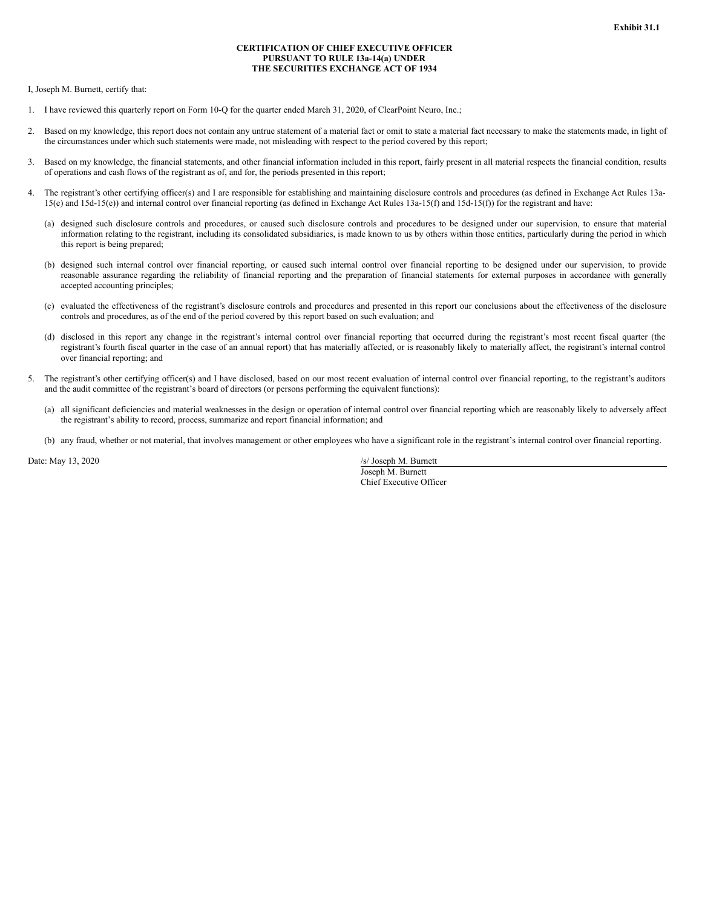**Exhibit 31.1**

**CERTIFICATION OF CHIEF EXECUTIVE OFFICER**
**PURSUANT TO RULE 13a-14(a) UNDER**
**THE SECURITIES EXCHANGE ACT OF 1934**

I, Joseph M. Burnett, certify that:

1. I have reviewed this quarterly report on Form 10-Q for the quarter ended March 31, 2020, of ClearPoint Neuro, Inc.;

2. Based on my knowledge, this report does not contain any untrue statement of a material fact or omit to state a material fact necessary to make the statements made, in light of the circumstances under which such statements were made, not misleading with respect to the period covered by this report;

3. Based on my knowledge, the financial statements, and other financial information included in this report, fairly present in all material respects the financial condition, results of operations and cash flows of the registrant as of, and for, the periods presented in this report;

4. The registrant's other certifying officer(s) and I are responsible for establishing and maintaining disclosure controls and procedures (as defined in Exchange Act Rules 13a-15(e) and 15d-15(e)) and internal control over financial reporting (as defined in Exchange Act Rules 13a-15(f) and 15d-15(f)) for the registrant and have:

   (a) designed such disclosure controls and procedures, or caused such disclosure controls and procedures to be designed under our supervision, to ensure that material information relating to the registrant, including its consolidated subsidiaries, is made known to us by others within those entities, particularly during the period in which this report is being prepared;

   (b) designed such internal control over financial reporting, or caused such internal control over financial reporting to be designed under our supervision, to provide reasonable assurance regarding the reliability of financial reporting and the preparation of financial statements for external purposes in accordance with generally accepted accounting principles;

   (c) evaluated the effectiveness of the registrant's disclosure controls and procedures and presented in this report our conclusions about the effectiveness of the disclosure controls and procedures, as of the end of the period covered by this report based on such evaluation; and

   (d) disclosed in this report any change in the registrant's internal control over financial reporting that occurred during the registrant's most recent fiscal quarter (the registrant's fourth fiscal quarter in the case of an annual report) that has materially affected, or is reasonably likely to materially affect, the registrant's internal control over financial reporting; and

5. The registrant's other certifying officer(s) and I have disclosed, based on our most recent evaluation of internal control over financial reporting, to the registrant's auditors and the audit committee of the registrant's board of directors (or persons performing the equivalent functions):

   (a) all significant deficiencies and material weaknesses in the design or operation of internal control over financial reporting which are reasonably likely to adversely affect the registrant's ability to record, process, summarize and report financial information; and

   (b) any fraud, whether or not material, that involves management or other employees who have a significant role in the registrant's internal control over financial reporting.

Date: May 13, 2020

/s/ Joseph M. Burnett
Joseph M. Burnett
Chief Executive Officer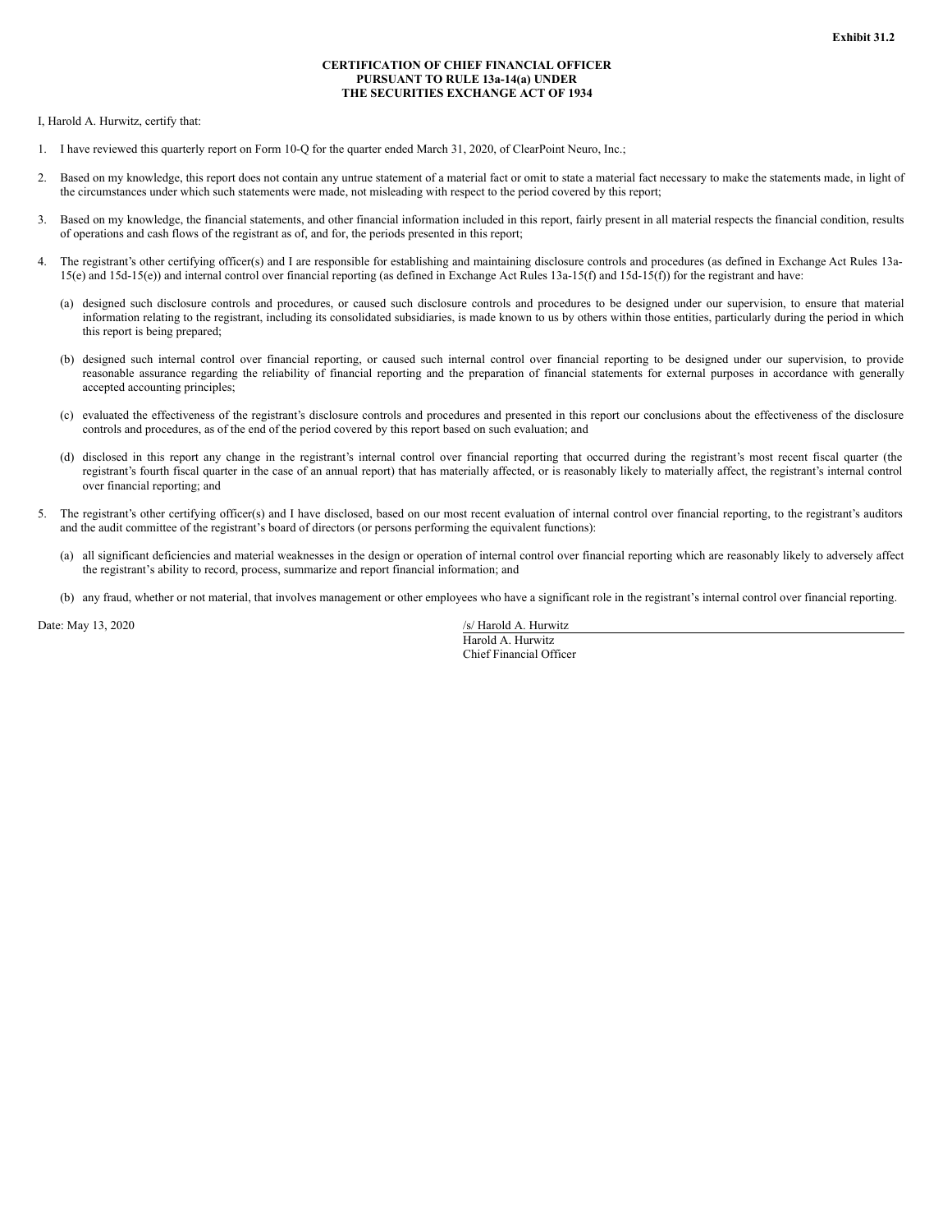**Exhibit 31.2**

**CERTIFICATION OF CHIEF FINANCIAL OFFICER**
**PURSUANT TO RULE 13a-14(a) UNDER**
**THE SECURITIES EXCHANGE ACT OF 1934**

I, Harold A. Hurwitz, certify that:

1. I have reviewed this quarterly report on Form 10-Q for the quarter ended March 31, 2020, of ClearPoint Neuro, Inc.;

2. Based on my knowledge, this report does not contain any untrue statement of a material fact or omit to state a material fact necessary to make the statements made, in light of the circumstances under which such statements were made, not misleading with respect to the period covered by this report;

3. Based on my knowledge, the financial statements, and other financial information included in this report, fairly present in all material respects the financial condition, results of operations and cash flows of the registrant as of, and for, the periods presented in this report;

4. The registrant's other certifying officer(s) and I are responsible for establishing and maintaining disclosure controls and procedures (as defined in Exchange Act Rules 13a-15(e) and 15d-15(e)) and internal control over financial reporting (as defined in Exchange Act Rules 13a-15(f) and 15d-15(f)) for the registrant and have:

   (a) designed such disclosure controls and procedures, or caused such disclosure controls and procedures to be designed under our supervision, to ensure that material information relating to the registrant, including its consolidated subsidiaries, is made known to us by others within those entities, particularly during the period in which this report is being prepared;

   (b) designed such internal control over financial reporting, or caused such internal control over financial reporting to be designed under our supervision, to provide reasonable assurance regarding the reliability of financial reporting and the preparation of financial statements for external purposes in accordance with generally accepted accounting principles;

   (c) evaluated the effectiveness of the registrant's disclosure controls and procedures and presented in this report our conclusions about the effectiveness of the disclosure controls and procedures, as of the end of the period covered by this report based on such evaluation; and

   (d) disclosed in this report any change in the registrant's internal control over financial reporting that occurred during the registrant's most recent fiscal quarter (the registrant's fourth fiscal quarter in the case of an annual report) that has materially affected, or is reasonably likely to materially affect, the registrant's internal control over financial reporting; and

5. The registrant's other certifying officer(s) and I have disclosed, based on our most recent evaluation of internal control over financial reporting, to the registrant's auditors and the audit committee of the registrant's board of directors (or persons performing the equivalent functions):

   (a) all significant deficiencies and material weaknesses in the design or operation of internal control over financial reporting which are reasonably likely to adversely affect the registrant's ability to record, process, summarize and report financial information; and

   (b) any fraud, whether or not material, that involves management or other employees who have a significant role in the registrant's internal control over financial reporting.

Date: May 13, 2020

/s/ Harold A. Hurwitz
Harold A. Hurwitz
Chief Financial Officer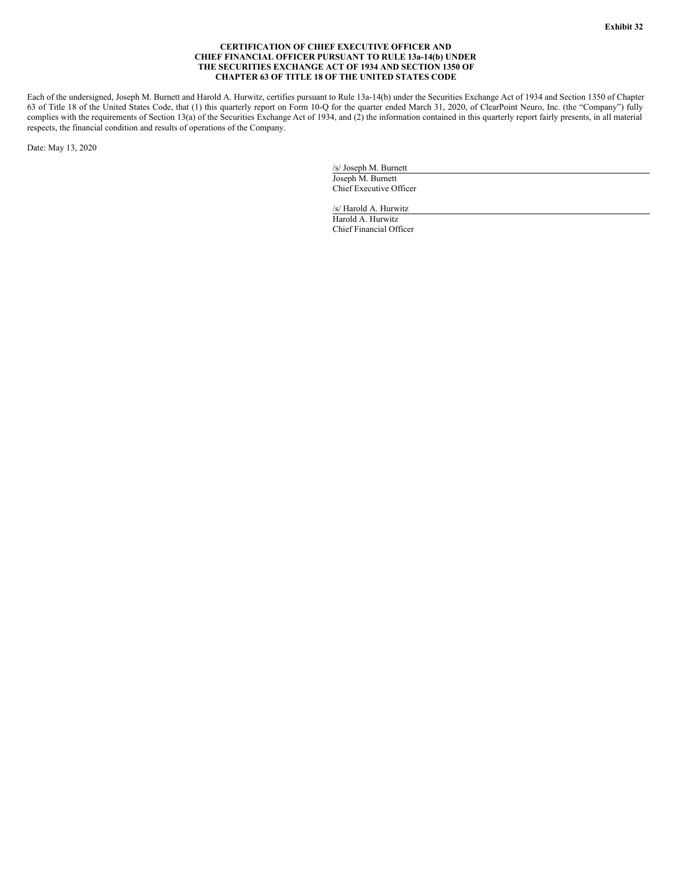**Exhibit 32**

**CERTIFICATION OF CHIEF EXECUTIVE OFFICER AND CHIEF FINANCIAL OFFICER PURSUANT TO RULE 13a-14(b) UNDER THE SECURITIES EXCHANGE ACT OF 1934 AND SECTION 1350 OF CHAPTER 63 OF TITLE 18 OF THE UNITED STATES CODE**

Each of the undersigned, Joseph M. Burnett and Harold A. Hurwitz, certifies pursuant to Rule 13a-14(b) under the Securities Exchange Act of 1934 and Section 1350 of Chapter 63 of Title 18 of the United States Code, that (1) this quarterly report on Form 10-Q for the quarter ended March 31, 2020, of ClearPoint Neuro, Inc. (the "Company") fully complies with the requirements of Section 13(a) of the Securities Exchange Act of 1934, and (2) the information contained in this quarterly report fairly presents, in all material respects, the financial condition and results of operations of the Company.

Date: May 13, 2020

/s/ Joseph M. Burnett
Joseph M. Burnett
Chief Executive Officer

/s/ Harold A. Hurwitz
Harold A. Hurwitz
Chief Financial Officer